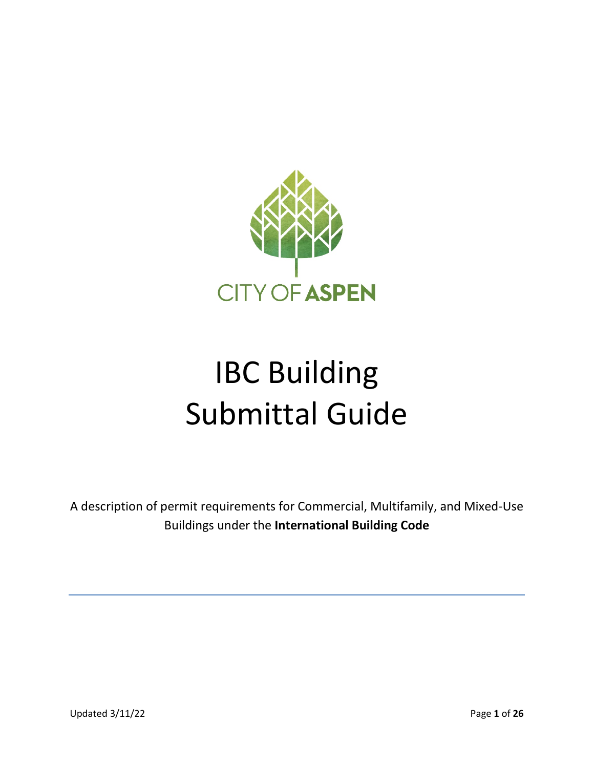CITY OF ASPEN

# IBC Building Submittal Guide

A description of permit requirements for Commercial, Multifamily, and Mixed-Use Buildings under the **International Building Code**

Updated 3/11/22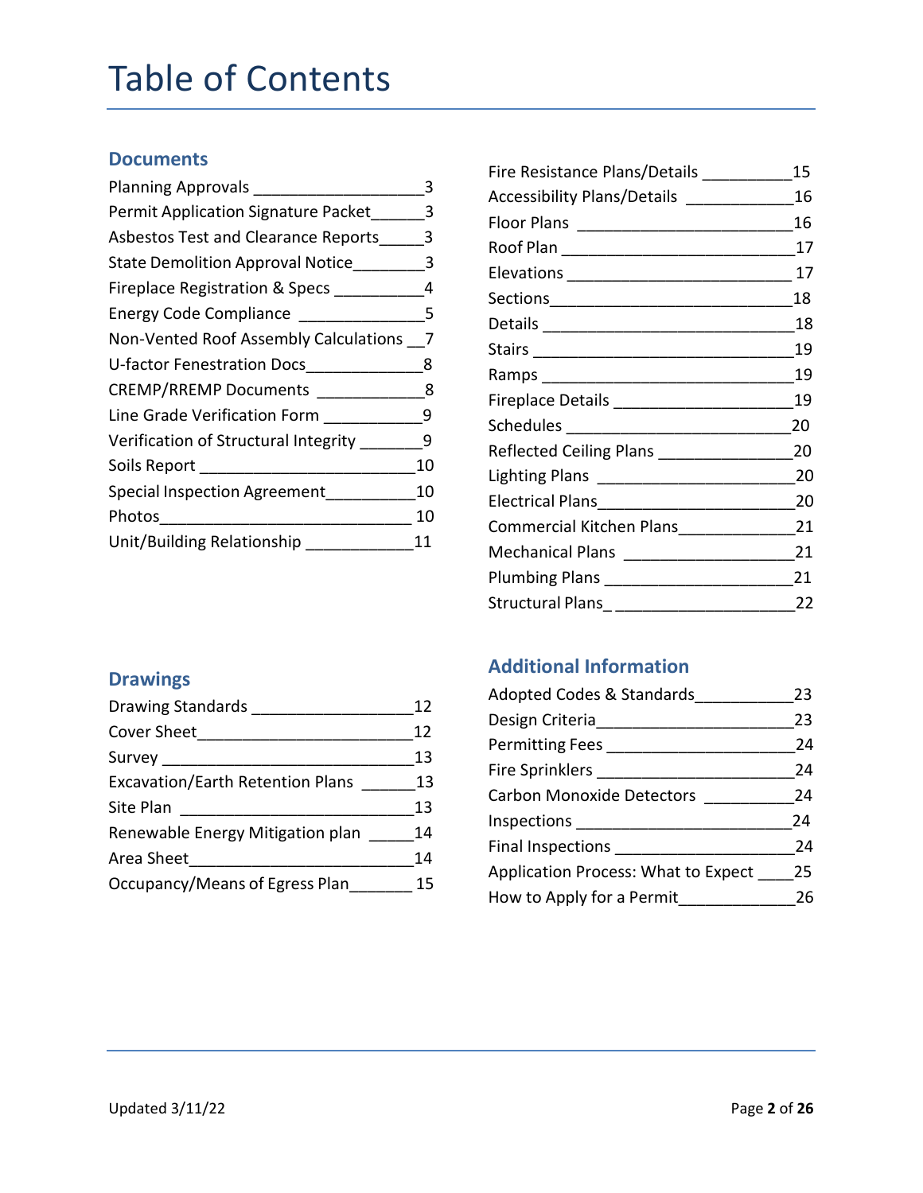# Table of Contents

## Documents

- Planning Approvals — 3
- Permit Application Signature Packet — 3
- Asbestos Test and Clearance Reports — 3
- State Demolition Approval Notice — 3
- Fireplace Registration & Specs — 4
- Energy Code Compliance — 5
- Non-Vented Roof Assembly Calculations — 7
- U-factor Fenestration Docs — 8
- CREMP/RREMP Documents — 8
- Line Grade Verification Form — 9
- Verification of Structural Integrity — 9
- Soils Report — 10
- Special Inspection Agreement — 10
- Photos — 10
- Unit/Building Relationship — 11

## Drawings

- Drawing Standards — 12
- Cover Sheet — 12
- Survey — 13
- Excavation/Earth Retention Plans — 13
- Site Plan — 13
- Renewable Energy Mitigation plan — 14
- Area Sheet — 14
- Occupancy/Means of Egress Plan — 15
- Fire Resistance Plans/Details — 15
- Accessibility Plans/Details — 16
- Floor Plans — 16
- Roof Plan — 17
- Elevations — 17
- Sections — 18
- Details — 18
- Stairs — 19
- Ramps — 19
- Fireplace Details — 19
- Schedules — 20
- Reflected Ceiling Plans — 20
- Lighting Plans — 20
- Electrical Plans — 20
- Commercial Kitchen Plans — 21
- Mechanical Plans — 21
- Plumbing Plans — 21
- Structural Plans — 22

## Additional Information

- Adopted Codes & Standards — 23
- Design Criteria — 23
- Permitting Fees — 24
- Fire Sprinklers — 24
- Carbon Monoxide Detectors — 24
- Inspections — 24
- Final Inspections — 24
- Application Process: What to Expect — 25
- How to Apply for a Permit — 26

Updated 3/11/22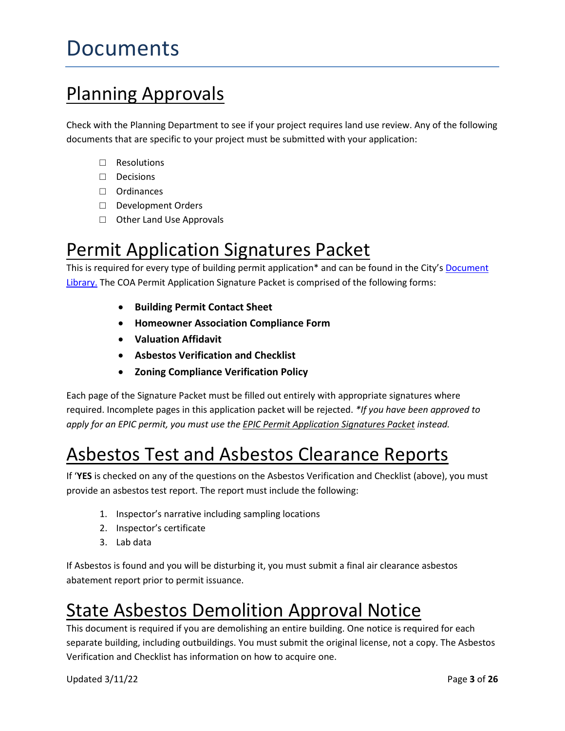# Documents

## Planning Approvals

Check with the Planning Department to see if your project requires land use review. Any of the following documents that are specific to your project must be submitted with your application:

- ☐ Resolutions
- ☐ Decisions
- ☐ Ordinances
- ☐ Development Orders
- ☐ Other Land Use Approvals

## Permit Application Signatures Packet

This is required for every type of building permit application* and can be found in the City's Document Library. The COA Permit Application Signature Packet is comprised of the following forms:

- **Building Permit Contact Sheet**
- **Homeowner Association Compliance Form**
- **Valuation Affidavit**
- **Asbestos Verification and Checklist**
- **Zoning Compliance Verification Policy**

Each page of the Signature Packet must be filled out entirely with appropriate signatures where required. Incomplete pages in this application packet will be rejected. *\*If you have been approved to apply for an EPIC permit, you must use the EPIC Permit Application Signatures Packet instead.*

## Asbestos Test and Asbestos Clearance Reports

If '**YES** is checked on any of the questions on the Asbestos Verification and Checklist (above), you must provide an asbestos test report. The report must include the following:

1. Inspector's narrative including sampling locations
2. Inspector's certificate
3. Lab data

If Asbestos is found and you will be disturbing it, you must submit a final air clearance asbestos abatement report prior to permit issuance.

## State Asbestos Demolition Approval Notice

This document is required if you are demolishing an entire building. One notice is required for each separate building, including outbuildings. You must submit the original license, not a copy. The Asbestos Verification and Checklist has information on how to acquire one.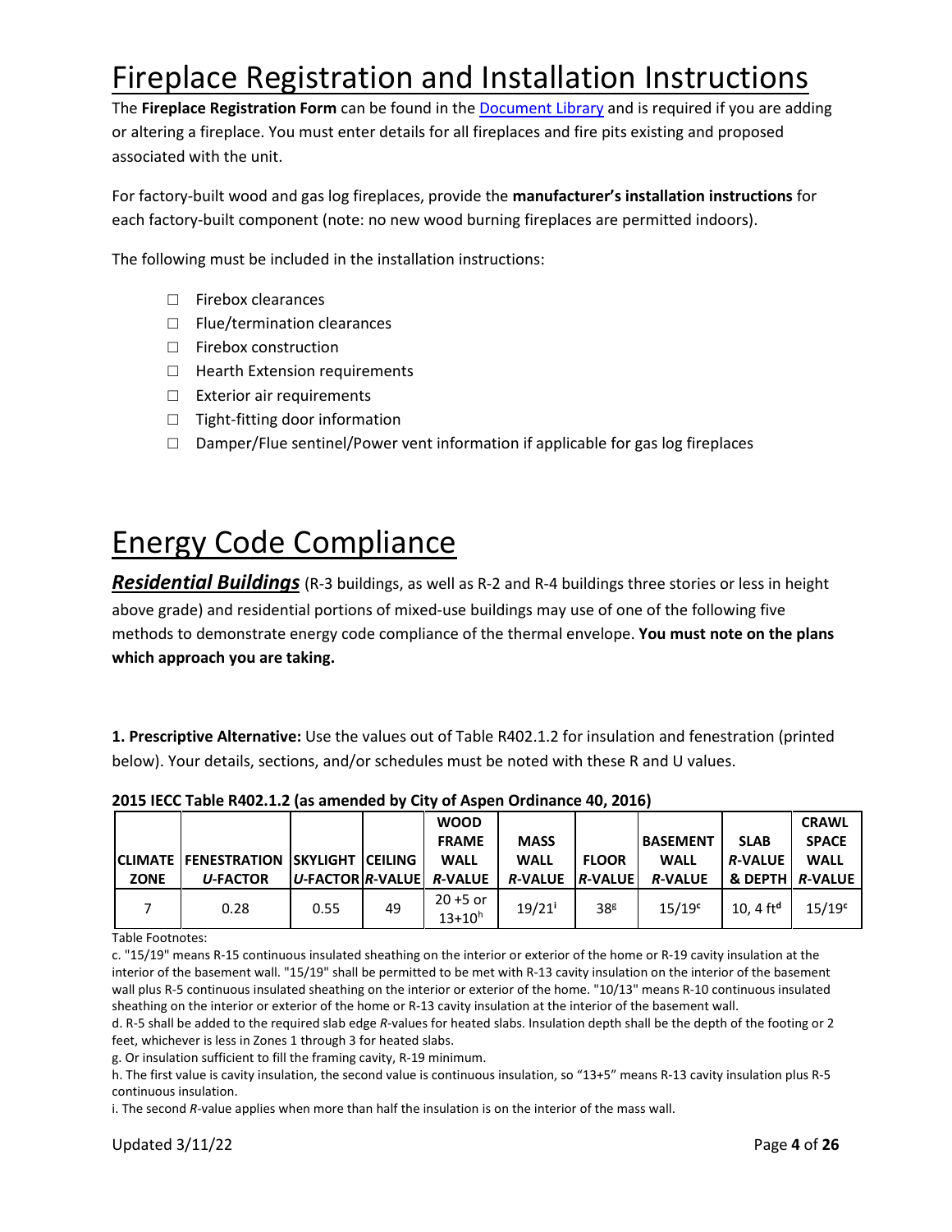# Fireplace Registration and Installation Instructions

The **Fireplace Registration Form** can be found in the Document Library and is required if you are adding or altering a fireplace. You must enter details for all fireplaces and fire pits existing and proposed associated with the unit.

For factory-built wood and gas log fireplaces, provide the **manufacturer's installation instructions** for each factory-built component (note: no new wood burning fireplaces are permitted indoors).

The following must be included in the installation instructions:

- ☐ Firebox clearances
- ☐ Flue/termination clearances
- ☐ Firebox construction
- ☐ Hearth Extension requirements
- ☐ Exterior air requirements
- ☐ Tight-fitting door information
- ☐ Damper/Flue sentinel/Power vent information if applicable for gas log fireplaces

# Energy Code Compliance

***Residential Buildings*** (R-3 buildings, as well as R-2 and R-4 buildings three stories or less in height above grade) and residential portions of mixed-use buildings may use of one of the following five methods to demonstrate energy code compliance of the thermal envelope. **You must note on the plans which approach you are taking.**

**1. Prescriptive Alternative:** Use the values out of Table R402.1.2 for insulation and fenestration (printed below). Your details, sections, and/or schedules must be noted with these R and U values.

**2015 IECC Table R402.1.2 (as amended by City of Aspen Ordinance 40, 2016)**

| CLIMATE ZONE | FENESTRATION *U*-FACTOR | SKYLIGHT *U*-FACTOR | CEILING *R*-VALUE | WOOD FRAME WALL *R*-VALUE | MASS WALL *R*-VALUE | FLOOR *R*-VALUE | BASEMENT WALL *R*-VALUE | SLAB *R*-VALUE & DEPTH | CRAWL SPACE WALL *R*-VALUE |
|---|---|---|---|---|---|---|---|---|---|
| 7 | 0.28 | 0.55 | 49 | 20 +5 or 13+10[h] | 19/21[i] | 38[g] | 15/19[c] | 10, 4 ft[d] | 15/19[c] |

Table Footnotes:

c. "15/19" means R-15 continuous insulated sheathing on the interior or exterior of the home or R-19 cavity insulation at the interior of the basement wall. "15/19" shall be permitted to be met with R-13 cavity insulation on the interior of the basement wall plus R-5 continuous insulated sheathing on the interior or exterior of the home. "10/13" means R-10 continuous insulated sheathing on the interior or exterior of the home or R-13 cavity insulation at the interior of the basement wall.

d. R-5 shall be added to the required slab edge *R*-values for heated slabs. Insulation depth shall be the depth of the footing or 2 feet, whichever is less in Zones 1 through 3 for heated slabs.

g. Or insulation sufficient to fill the framing cavity, R-19 minimum.

h. The first value is cavity insulation, the second value is continuous insulation, so "13+5" means R-13 cavity insulation plus R-5 continuous insulation.

i. The second *R*-value applies when more than half the insulation is on the interior of the mass wall.

Updated 3/11/22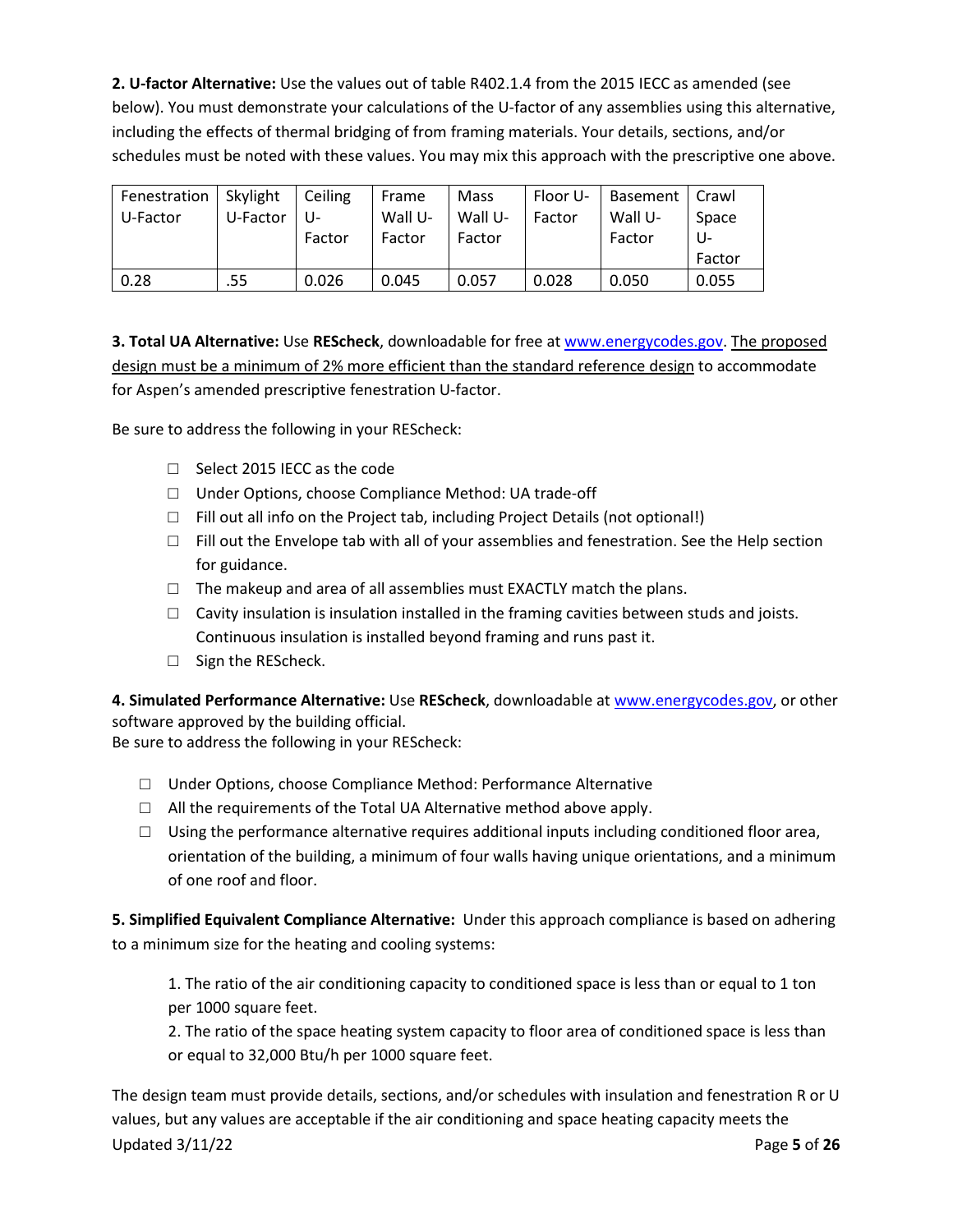**2. U-factor Alternative:** Use the values out of table R402.1.4 from the 2015 IECC as amended (see below). You must demonstrate your calculations of the U-factor of any assemblies using this alternative, including the effects of thermal bridging of from framing materials. Your details, sections, and/or schedules must be noted with these values. You may mix this approach with the prescriptive one above.

| Fenestration U-Factor | Skylight U-Factor | Ceiling U-Factor | Frame Wall U-Factor | Mass Wall U-Factor | Floor U-Factor | Basement Wall U-Factor | Crawl Space U-Factor |
|---|---|---|---|---|---|---|---|
| 0.28 | .55 | 0.026 | 0.045 | 0.057 | 0.028 | 0.050 | 0.055 |

**3. Total UA Alternative:** Use **REScheck**, downloadable for free at [www.energycodes.gov](http://www.energycodes.gov). <u>The proposed design must be a minimum of 2% more efficient than the standard reference design</u> to accommodate for Aspen's amended prescriptive fenestration U-factor.

Be sure to address the following in your REScheck:

- ☐ Select 2015 IECC as the code
- ☐ Under Options, choose Compliance Method: UA trade-off
- ☐ Fill out all info on the Project tab, including Project Details (not optional!)
- ☐ Fill out the Envelope tab with all of your assemblies and fenestration. See the Help section for guidance.
- ☐ The makeup and area of all assemblies must EXACTLY match the plans.
- ☐ Cavity insulation is insulation installed in the framing cavities between studs and joists. Continuous insulation is installed beyond framing and runs past it.
- ☐ Sign the REScheck.

**4. Simulated Performance Alternative:** Use **REScheck**, downloadable at [www.energycodes.gov](http://www.energycodes.gov), or other software approved by the building official.
Be sure to address the following in your REScheck:

- ☐ Under Options, choose Compliance Method: Performance Alternative
- ☐ All the requirements of the Total UA Alternative method above apply.
- ☐ Using the performance alternative requires additional inputs including conditioned floor area, orientation of the building, a minimum of four walls having unique orientations, and a minimum of one roof and floor.

**5. Simplified Equivalent Compliance Alternative:** Under this approach compliance is based on adhering to a minimum size for the heating and cooling systems:

1. The ratio of the air conditioning capacity to conditioned space is less than or equal to 1 ton per 1000 square feet.
2. The ratio of the space heating system capacity to floor area of conditioned space is less than or equal to 32,000 Btu/h per 1000 square feet.

The design team must provide details, sections, and/or schedules with insulation and fenestration R or U values, but any values are acceptable if the air conditioning and space heating capacity meets the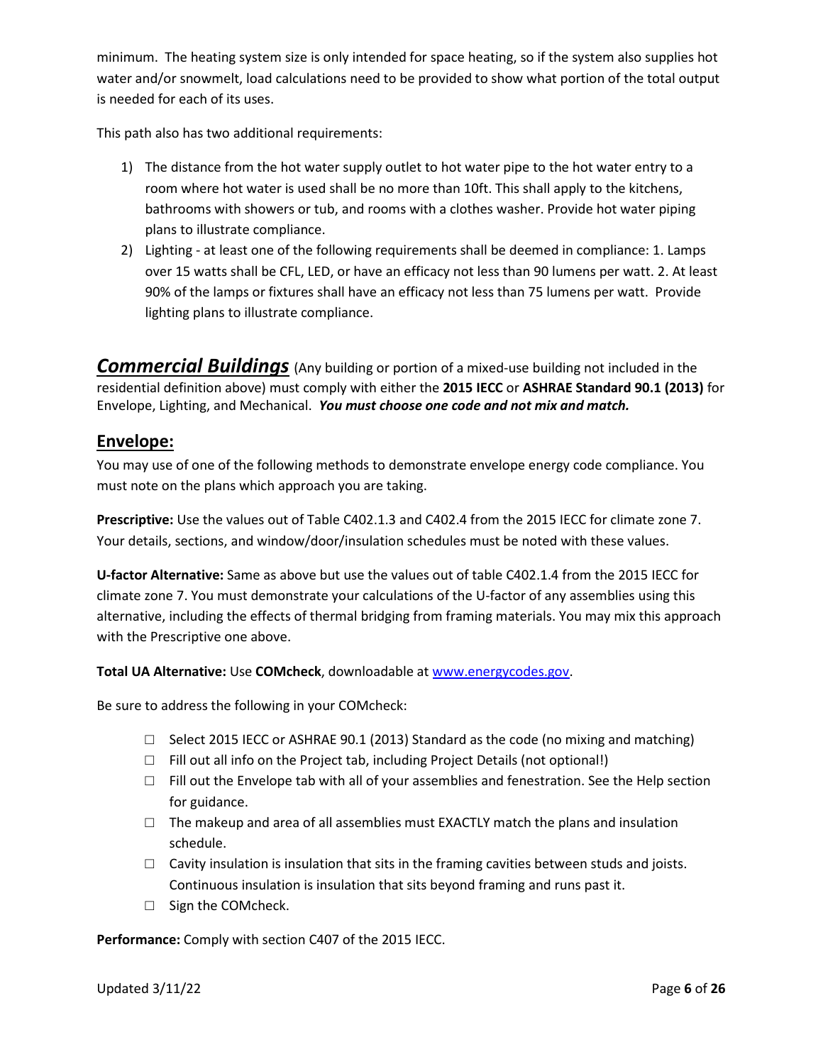minimum. The heating system size is only intended for space heating, so if the system also supplies hot water and/or snowmelt, load calculations need to be provided to show what portion of the total output is needed for each of its uses.

This path also has two additional requirements:

1) The distance from the hot water supply outlet to hot water pipe to the hot water entry to a room where hot water is used shall be no more than 10ft. This shall apply to the kitchens, bathrooms with showers or tub, and rooms with a clothes washer. Provide hot water piping plans to illustrate compliance.
2) Lighting - at least one of the following requirements shall be deemed in compliance: 1. Lamps over 15 watts shall be CFL, LED, or have an efficacy not less than 90 lumens per watt. 2. At least 90% of the lamps or fixtures shall have an efficacy not less than 75 lumens per watt. Provide lighting plans to illustrate compliance.

## ***Commercial Buildings*** (Any building or portion of a mixed-use building not included in the residential definition above) must comply with either the **2015 IECC** or **ASHRAE Standard 90.1 (2013)** for Envelope, Lighting, and Mechanical. ***You must choose one code and not mix and match.***

### Envelope:

You may use of one of the following methods to demonstrate envelope energy code compliance. You must note on the plans which approach you are taking.

**Prescriptive:** Use the values out of Table C402.1.3 and C402.4 from the 2015 IECC for climate zone 7. Your details, sections, and window/door/insulation schedules must be noted with these values.

**U-factor Alternative:** Same as above but use the values out of table C402.1.4 from the 2015 IECC for climate zone 7. You must demonstrate your calculations of the U-factor of any assemblies using this alternative, including the effects of thermal bridging from framing materials. You may mix this approach with the Prescriptive one above.

**Total UA Alternative:** Use **COMcheck**, downloadable at [www.energycodes.gov](www.energycodes.gov).

Be sure to address the following in your COMcheck:

- ☐ Select 2015 IECC or ASHRAE 90.1 (2013) Standard as the code (no mixing and matching)
- ☐ Fill out all info on the Project tab, including Project Details (not optional!)
- ☐ Fill out the Envelope tab with all of your assemblies and fenestration. See the Help section for guidance.
- ☐ The makeup and area of all assemblies must EXACTLY match the plans and insulation schedule.
- ☐ Cavity insulation is insulation that sits in the framing cavities between studs and joists. Continuous insulation is insulation that sits beyond framing and runs past it.
- ☐ Sign the COMcheck.

**Performance:** Comply with section C407 of the 2015 IECC.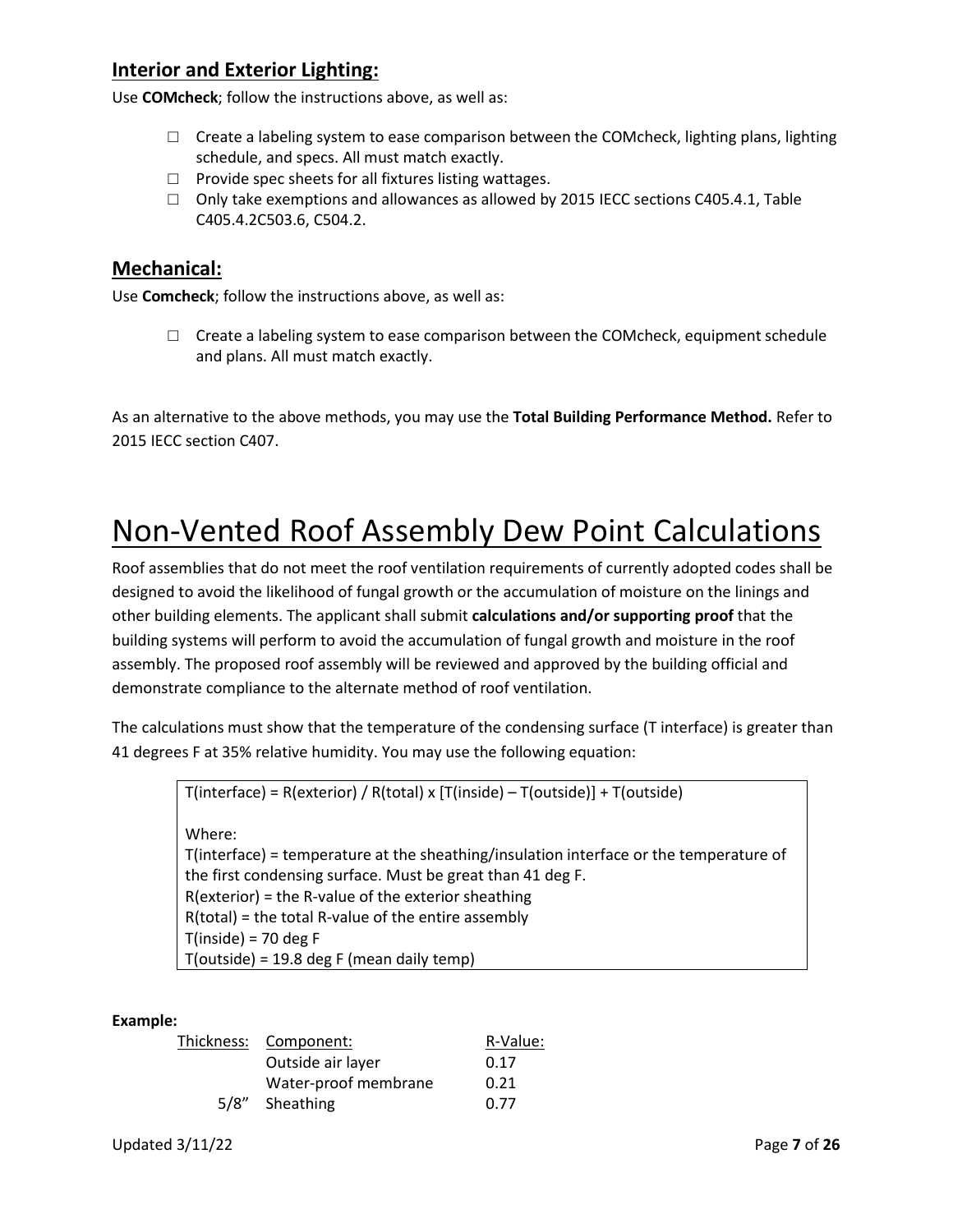## Interior and Exterior Lighting:

Use **COMcheck**; follow the instructions above, as well as:

- ☐ Create a labeling system to ease comparison between the COMcheck, lighting plans, lighting schedule, and specs. All must match exactly.
- ☐ Provide spec sheets for all fixtures listing wattages.
- ☐ Only take exemptions and allowances as allowed by 2015 IECC sections C405.4.1, Table C405.4.2C503.6, C504.2.

## Mechanical:

Use **Comcheck**; follow the instructions above, as well as:

- ☐ Create a labeling system to ease comparison between the COMcheck, equipment schedule and plans. All must match exactly.

As an alternative to the above methods, you may use the **Total Building Performance Method.** Refer to 2015 IECC section C407.

# Non-Vented Roof Assembly Dew Point Calculations

Roof assemblies that do not meet the roof ventilation requirements of currently adopted codes shall be designed to avoid the likelihood of fungal growth or the accumulation of moisture on the linings and other building elements. The applicant shall submit **calculations and/or supporting proof** that the building systems will perform to avoid the accumulation of fungal growth and moisture in the roof assembly. The proposed roof assembly will be reviewed and approved by the building official and demonstrate compliance to the alternate method of roof ventilation.

The calculations must show that the temperature of the condensing surface (T interface) is greater than 41 degrees F at 35% relative humidity. You may use the following equation:

$$T(interface) = R(exterior) / R(total) \times [T(inside) - T(outside)] + T(outside)$$

Where:

T(interface) = temperature at the sheathing/insulation interface or the temperature of the first condensing surface. Must be great than 41 deg F.

R(exterior) = the R-value of the exterior sheathing

R(total) = the total R-value of the entire assembly

T(inside) = 70 deg F

T(outside) = 19.8 deg F (mean daily temp)

**Example:**

| Thickness: | Component: | R-Value: |
|---|---|---|
| | Outside air layer | 0.17 |
| | Water-proof membrane | 0.21 |
| 5/8” | Sheathing | 0.77 |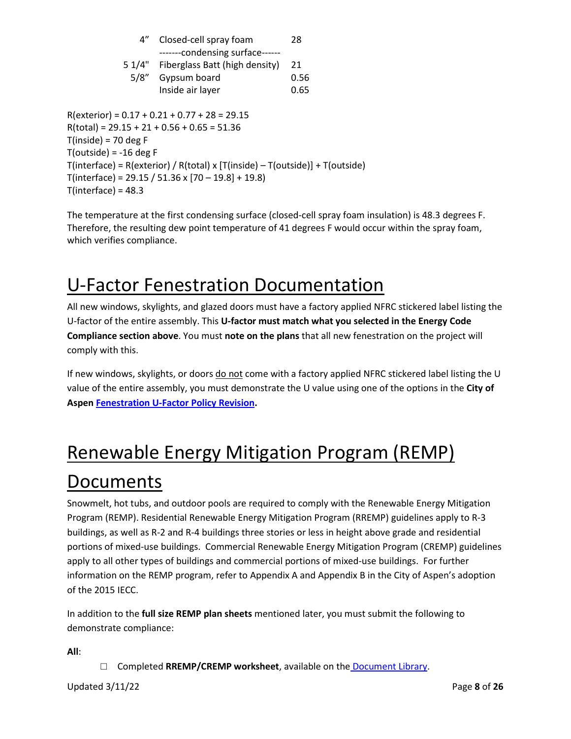| | | |
|---|---|---|
| 4" | Closed-cell spray foam | 28 |
| | -------condensing surface------ | |
| 5 1/4" | Fiberglass Batt (high density) | 21 |
| 5/8" | Gypsum board | 0.56 |
| | Inside air layer | 0.65 |

R(exterior) = 0.17 + 0.21 + 0.77 + 28 = 29.15
R(total) = 29.15 + 21 + 0.56 + 0.65 = 51.36
T(inside) = 70 deg F
T(outside) = -16 deg F
T(interface) = R(exterior) / R(total) x [T(inside) – T(outside)] + T(outside)
T(interface) = 29.15 / 51.36 x [70 – 19.8] + 19.8)
T(interface) = 48.3

The temperature at the first condensing surface (closed-cell spray foam insulation) is 48.3 degrees F. Therefore, the resulting dew point temperature of 41 degrees F would occur within the spray foam, which verifies compliance.

# U-Factor Fenestration Documentation

All new windows, skylights, and glazed doors must have a factory applied NFRC stickered label listing the U-factor of the entire assembly. This **U-factor must match what you selected in the Energy Code Compliance section above**. You must **note on the plans** that all new fenestration on the project will comply with this.

If new windows, skylights, or doors do not come with a factory applied NFRC stickered label listing the U value of the entire assembly, you must demonstrate the U value using one of the options in the **City of Aspen Fenestration U-Factor Policy Revision.**

# Renewable Energy Mitigation Program (REMP) Documents

Snowmelt, hot tubs, and outdoor pools are required to comply with the Renewable Energy Mitigation Program (REMP). Residential Renewable Energy Mitigation Program (RREMP) guidelines apply to R-3 buildings, as well as R-2 and R-4 buildings three stories or less in height above grade and residential portions of mixed-use buildings. Commercial Renewable Energy Mitigation Program (CREMP) guidelines apply to all other types of buildings and commercial portions of mixed-use buildings. For further information on the REMP program, refer to Appendix A and Appendix B in the City of Aspen's adoption of the 2015 IECC.

In addition to the **full size REMP plan sheets** mentioned later, you must submit the following to demonstrate compliance:

**All**:

- ☐ Completed **RREMP/CREMP worksheet**, available on the Document Library.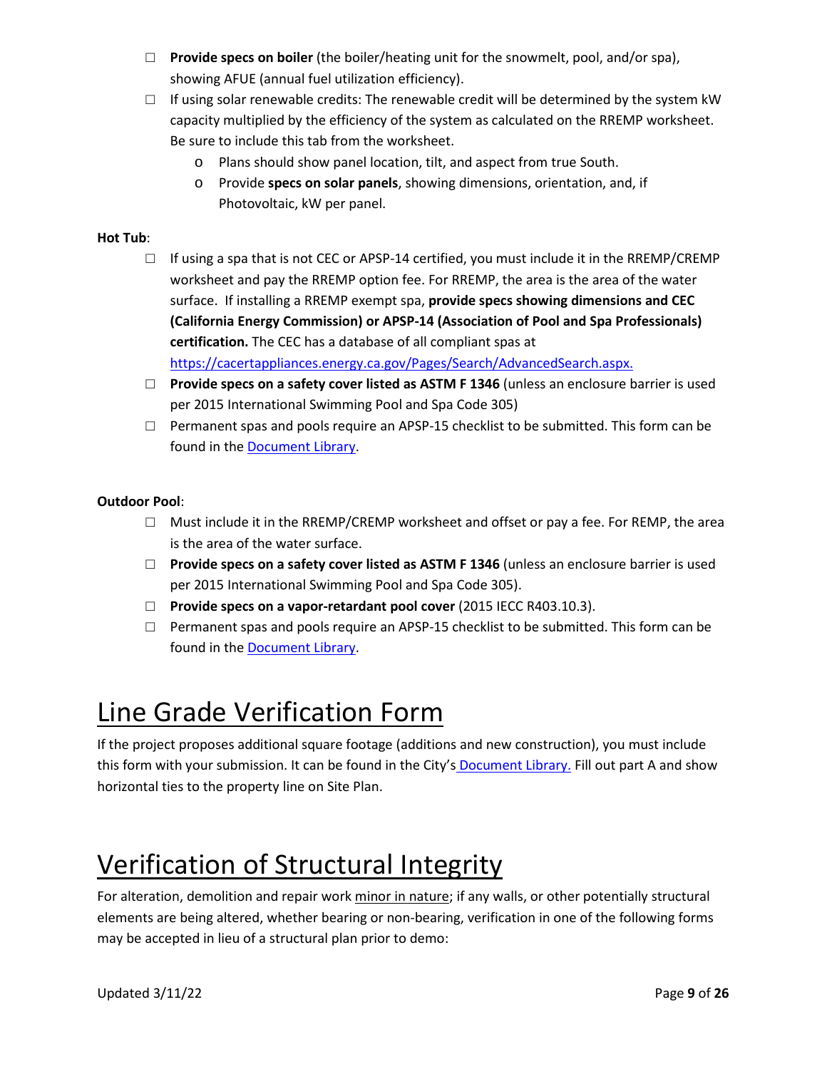- ☐ **Provide specs on boiler** (the boiler/heating unit for the snowmelt, pool, and/or spa), showing AFUE (annual fuel utilization efficiency).
- ☐ If using solar renewable credits: The renewable credit will be determined by the system kW capacity multiplied by the efficiency of the system as calculated on the RREMP worksheet. Be sure to include this tab from the worksheet.
  - o Plans should show panel location, tilt, and aspect from true South.
  - o Provide **specs on solar panels**, showing dimensions, orientation, and, if Photovoltaic, kW per panel.

**Hot Tub**:

- ☐ If using a spa that is not CEC or APSP-14 certified, you must include it in the RREMP/CREMP worksheet and pay the RREMP option fee. For RREMP, the area is the area of the water surface. If installing a RREMP exempt spa, **provide specs showing dimensions and CEC (California Energy Commission) or APSP-14 (Association of Pool and Spa Professionals) certification.** The CEC has a database of all compliant spas at https://cacertappliances.energy.ca.gov/Pages/Search/AdvancedSearch.aspx.
- ☐ **Provide specs on a safety cover listed as ASTM F 1346** (unless an enclosure barrier is used per 2015 International Swimming Pool and Spa Code 305)
- ☐ Permanent spas and pools require an APSP-15 checklist to be submitted. This form can be found in the Document Library.

**Outdoor Pool**:

- ☐ Must include it in the RREMP/CREMP worksheet and offset or pay a fee. For REMP, the area is the area of the water surface.
- ☐ **Provide specs on a safety cover listed as ASTM F 1346** (unless an enclosure barrier is used per 2015 International Swimming Pool and Spa Code 305).
- ☐ **Provide specs on a vapor-retardant pool cover** (2015 IECC R403.10.3).
- ☐ Permanent spas and pools require an APSP-15 checklist to be submitted. This form can be found in the Document Library.

# Line Grade Verification Form

If the project proposes additional square footage (additions and new construction), you must include this form with your submission. It can be found in the City's Document Library. Fill out part A and show horizontal ties to the property line on Site Plan.

# Verification of Structural Integrity

For alteration, demolition and repair work minor in nature; if any walls, or other potentially structural elements are being altered, whether bearing or non-bearing, verification in one of the following forms may be accepted in lieu of a structural plan prior to demo: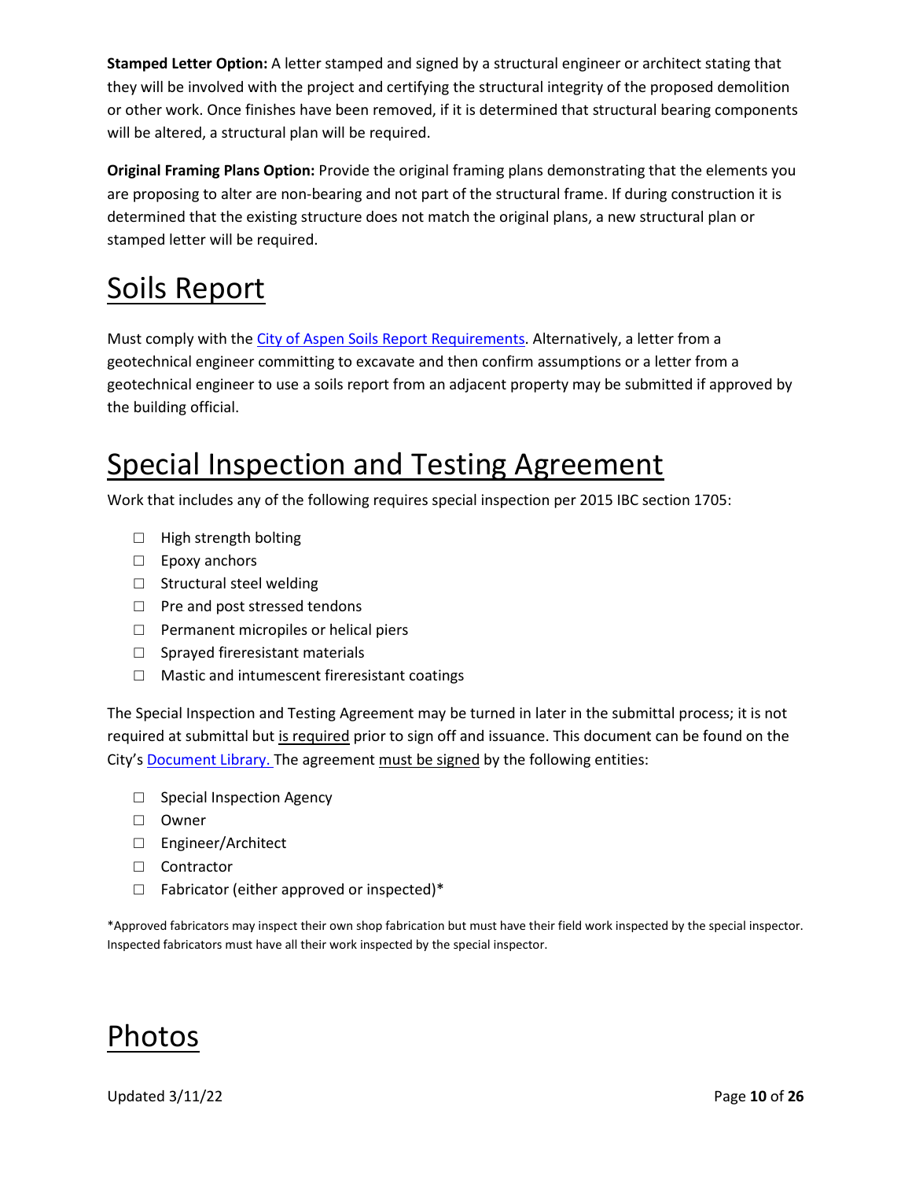**Stamped Letter Option:** A letter stamped and signed by a structural engineer or architect stating that they will be involved with the project and certifying the structural integrity of the proposed demolition or other work. Once finishes have been removed, if it is determined that structural bearing components will be altered, a structural plan will be required.

**Original Framing Plans Option:** Provide the original framing plans demonstrating that the elements you are proposing to alter are non-bearing and not part of the structural frame. If during construction it is determined that the existing structure does not match the original plans, a new structural plan or stamped letter will be required.

# Soils Report

Must comply with the City of Aspen Soils Report Requirements. Alternatively, a letter from a geotechnical engineer committing to excavate and then confirm assumptions or a letter from a geotechnical engineer to use a soils report from an adjacent property may be submitted if approved by the building official.

# Special Inspection and Testing Agreement

Work that includes any of the following requires special inspection per 2015 IBC section 1705:

- ☐ High strength bolting
- ☐ Epoxy anchors
- ☐ Structural steel welding
- ☐ Pre and post stressed tendons
- ☐ Permanent micropiles or helical piers
- ☐ Sprayed fireresistant materials
- ☐ Mastic and intumescent fireresistant coatings

The Special Inspection and Testing Agreement may be turned in later in the submittal process; it is not required at submittal but is required prior to sign off and issuance. This document can be found on the City's Document Library. The agreement must be signed by the following entities:

- ☐ Special Inspection Agency
- ☐ Owner
- ☐ Engineer/Architect
- ☐ Contractor
- ☐ Fabricator (either approved or inspected)*

*Approved fabricators may inspect their own shop fabrication but must have their field work inspected by the special inspector. Inspected fabricators must have all their work inspected by the special inspector.

# Photos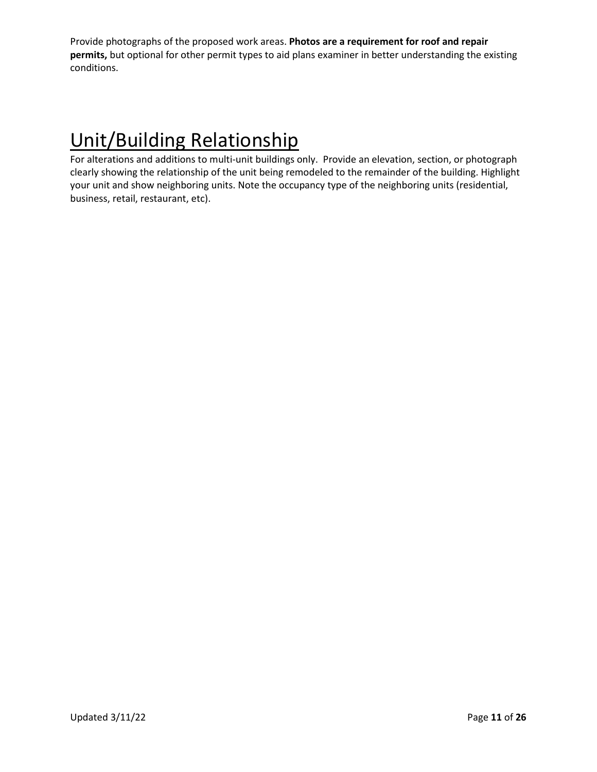Provide photographs of the proposed work areas. **Photos are a requirement for roof and repair permits,** but optional for other permit types to aid plans examiner in better understanding the existing conditions.

# Unit/Building Relationship

For alterations and additions to multi-unit buildings only. Provide an elevation, section, or photograph clearly showing the relationship of the unit being remodeled to the remainder of the building. Highlight your unit and show neighboring units. Note the occupancy type of the neighboring units (residential, business, retail, restaurant, etc).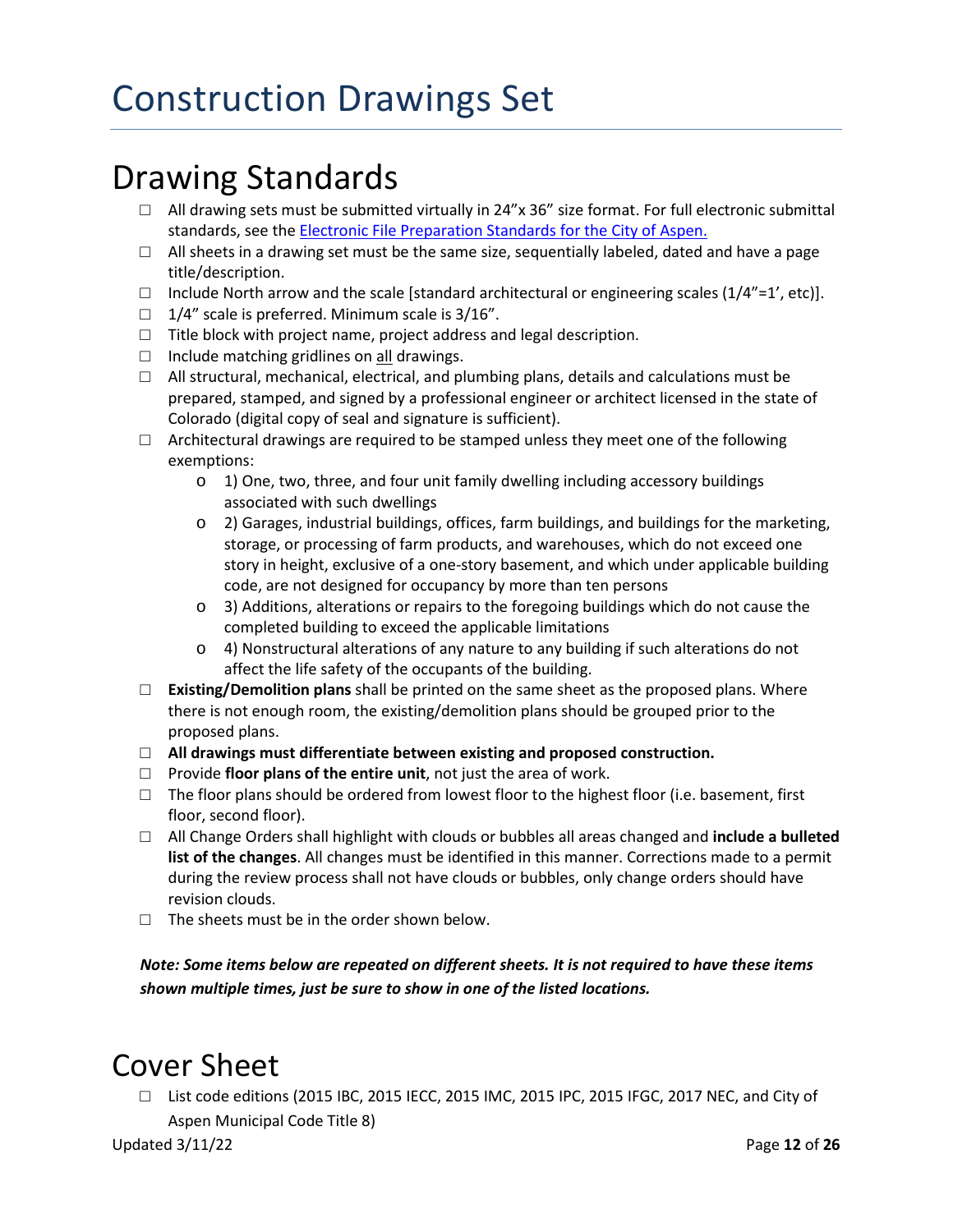# Construction Drawings Set

## Drawing Standards

- ☐ All drawing sets must be submitted virtually in 24"x 36" size format. For full electronic submittal standards, see the [Electronic File Preparation Standards for the City of Aspen.]
- ☐ All sheets in a drawing set must be the same size, sequentially labeled, dated and have a page title/description.
- ☐ Include North arrow and the scale [standard architectural or engineering scales (1/4"=1', etc)].
- ☐ 1/4" scale is preferred. Minimum scale is 3/16".
- ☐ Title block with project name, project address and legal description.
- ☐ Include matching gridlines on all drawings.
- ☐ All structural, mechanical, electrical, and plumbing plans, details and calculations must be prepared, stamped, and signed by a professional engineer or architect licensed in the state of Colorado (digital copy of seal and signature is sufficient).
- ☐ Architectural drawings are required to be stamped unless they meet one of the following exemptions:
  - 1) One, two, three, and four unit family dwelling including accessory buildings associated with such dwellings
  - 2) Garages, industrial buildings, offices, farm buildings, and buildings for the marketing, storage, or processing of farm products, and warehouses, which do not exceed one story in height, exclusive of a one-story basement, and which under applicable building code, are not designed for occupancy by more than ten persons
  - 3) Additions, alterations or repairs to the foregoing buildings which do not cause the completed building to exceed the applicable limitations
  - 4) Nonstructural alterations of any nature to any building if such alterations do not affect the life safety of the occupants of the building.
- ☐ **Existing/Demolition plans** shall be printed on the same sheet as the proposed plans. Where there is not enough room, the existing/demolition plans should be grouped prior to the proposed plans.
- ☐ **All drawings must differentiate between existing and proposed construction.**
- ☐ Provide **floor plans of the entire unit**, not just the area of work.
- ☐ The floor plans should be ordered from lowest floor to the highest floor (i.e. basement, first floor, second floor).
- ☐ All Change Orders shall highlight with clouds or bubbles all areas changed and **include a bulleted list of the changes**. All changes must be identified in this manner. Corrections made to a permit during the review process shall not have clouds or bubbles, only change orders should have revision clouds.
- ☐ The sheets must be in the order shown below.

***Note: Some items below are repeated on different sheets. It is not required to have these items shown multiple times, just be sure to show in one of the listed locations.***

## Cover Sheet

- ☐ List code editions (2015 IBC, 2015 IECC, 2015 IMC, 2015 IPC, 2015 IFGC, 2017 NEC, and City of Aspen Municipal Code Title 8)

Updated 3/11/22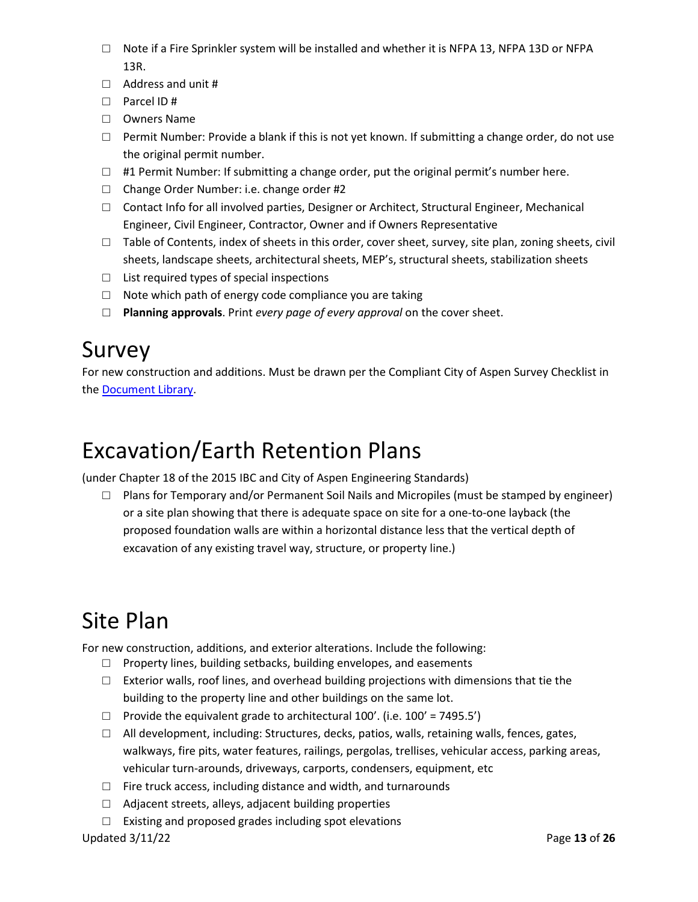- ☐ Note if a Fire Sprinkler system will be installed and whether it is NFPA 13, NFPA 13D or NFPA 13R.
- ☐ Address and unit #
- ☐ Parcel ID #
- ☐ Owners Name
- ☐ Permit Number: Provide a blank if this is not yet known. If submitting a change order, do not use the original permit number.
- ☐ #1 Permit Number: If submitting a change order, put the original permit's number here.
- ☐ Change Order Number: i.e. change order #2
- ☐ Contact Info for all involved parties, Designer or Architect, Structural Engineer, Mechanical Engineer, Civil Engineer, Contractor, Owner and if Owners Representative
- ☐ Table of Contents, index of sheets in this order, cover sheet, survey, site plan, zoning sheets, civil sheets, landscape sheets, architectural sheets, MEP's, structural sheets, stabilization sheets
- ☐ List required types of special inspections
- ☐ Note which path of energy code compliance you are taking
- ☐ **Planning approvals**. Print *every page of every approval* on the cover sheet.

# Survey

For new construction and additions. Must be drawn per the Compliant City of Aspen Survey Checklist in the Document Library.

# Excavation/Earth Retention Plans

(under Chapter 18 of the 2015 IBC and City of Aspen Engineering Standards)

- ☐ Plans for Temporary and/or Permanent Soil Nails and Micropiles (must be stamped by engineer) or a site plan showing that there is adequate space on site for a one-to-one layback (the proposed foundation walls are within a horizontal distance less that the vertical depth of excavation of any existing travel way, structure, or property line.)

# Site Plan

For new construction, additions, and exterior alterations. Include the following:

- ☐ Property lines, building setbacks, building envelopes, and easements
- ☐ Exterior walls, roof lines, and overhead building projections with dimensions that tie the building to the property line and other buildings on the same lot.
- ☐ Provide the equivalent grade to architectural 100'. (i.e. 100' = 7495.5')
- ☐ All development, including: Structures, decks, patios, walls, retaining walls, fences, gates, walkways, fire pits, water features, railings, pergolas, trellises, vehicular access, parking areas, vehicular turn-arounds, driveways, carports, condensers, equipment, etc
- ☐ Fire truck access, including distance and width, and turnarounds
- ☐ Adjacent streets, alleys, adjacent building properties
- ☐ Existing and proposed grades including spot elevations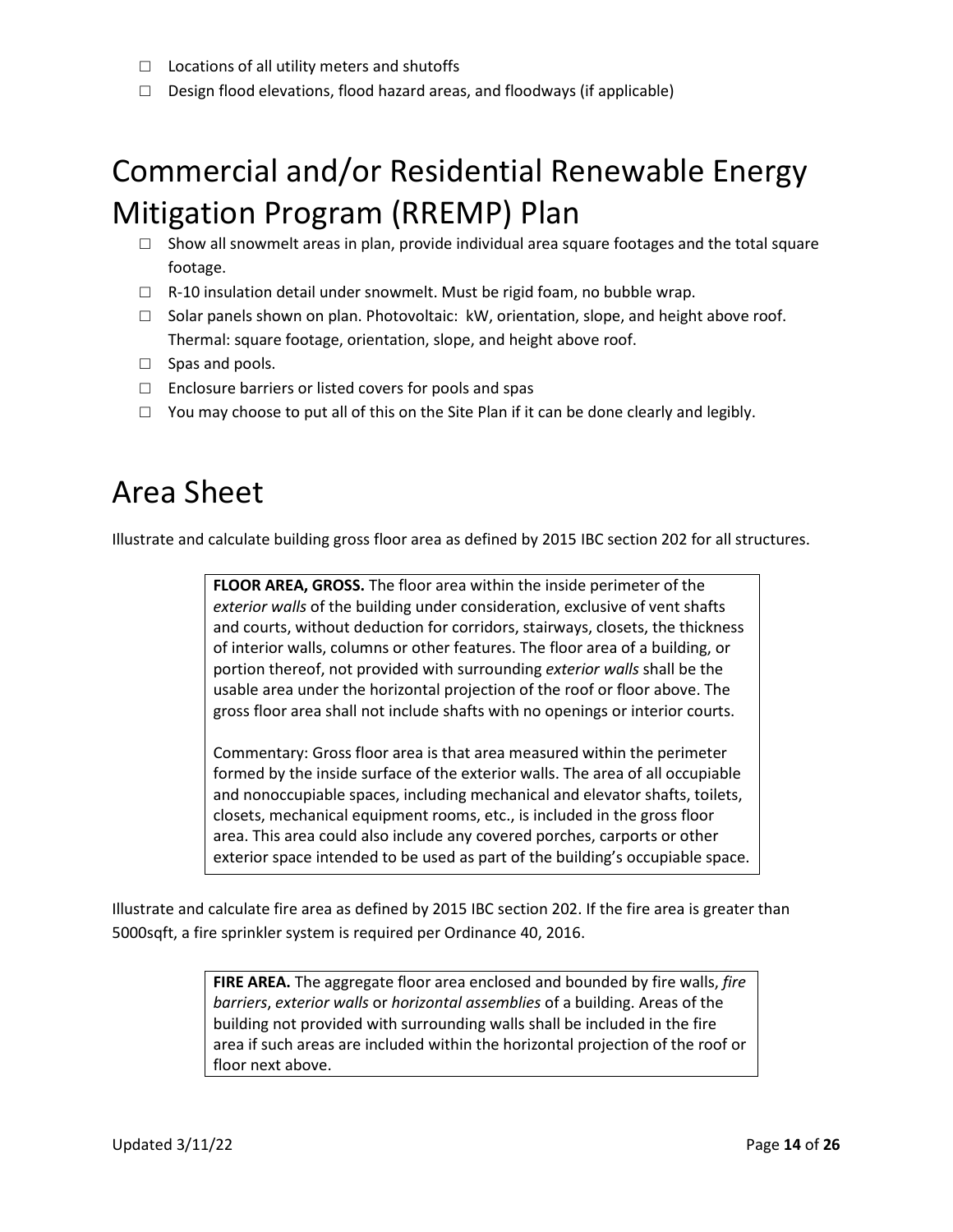- ☐ Locations of all utility meters and shutoffs
- ☐ Design flood elevations, flood hazard areas, and floodways (if applicable)

# Commercial and/or Residential Renewable Energy Mitigation Program (RREMP) Plan

- ☐ Show all snowmelt areas in plan, provide individual area square footages and the total square footage.
- ☐ R-10 insulation detail under snowmelt. Must be rigid foam, no bubble wrap.
- ☐ Solar panels shown on plan. Photovoltaic: kW, orientation, slope, and height above roof. Thermal: square footage, orientation, slope, and height above roof.
- ☐ Spas and pools.
- ☐ Enclosure barriers or listed covers for pools and spas
- ☐ You may choose to put all of this on the Site Plan if it can be done clearly and legibly.

# Area Sheet

Illustrate and calculate building gross floor area as defined by 2015 IBC section 202 for all structures.

> **FLOOR AREA, GROSS.** The floor area within the inside perimeter of the *exterior walls* of the building under consideration, exclusive of vent shafts and courts, without deduction for corridors, stairways, closets, the thickness of interior walls, columns or other features. The floor area of a building, or portion thereof, not provided with surrounding *exterior walls* shall be the usable area under the horizontal projection of the roof or floor above. The gross floor area shall not include shafts with no openings or interior courts.
>
> Commentary: Gross floor area is that area measured within the perimeter formed by the inside surface of the exterior walls. The area of all occupiable and nonoccupiable spaces, including mechanical and elevator shafts, toilets, closets, mechanical equipment rooms, etc., is included in the gross floor area. This area could also include any covered porches, carports or other exterior space intended to be used as part of the building's occupiable space.

Illustrate and calculate fire area as defined by 2015 IBC section 202. If the fire area is greater than 5000sqft, a fire sprinkler system is required per Ordinance 40, 2016.

> **FIRE AREA.** The aggregate floor area enclosed and bounded by fire walls, *fire barriers*, *exterior walls* or *horizontal assemblies* of a building. Areas of the building not provided with surrounding walls shall be included in the fire area if such areas are included within the horizontal projection of the roof or floor next above.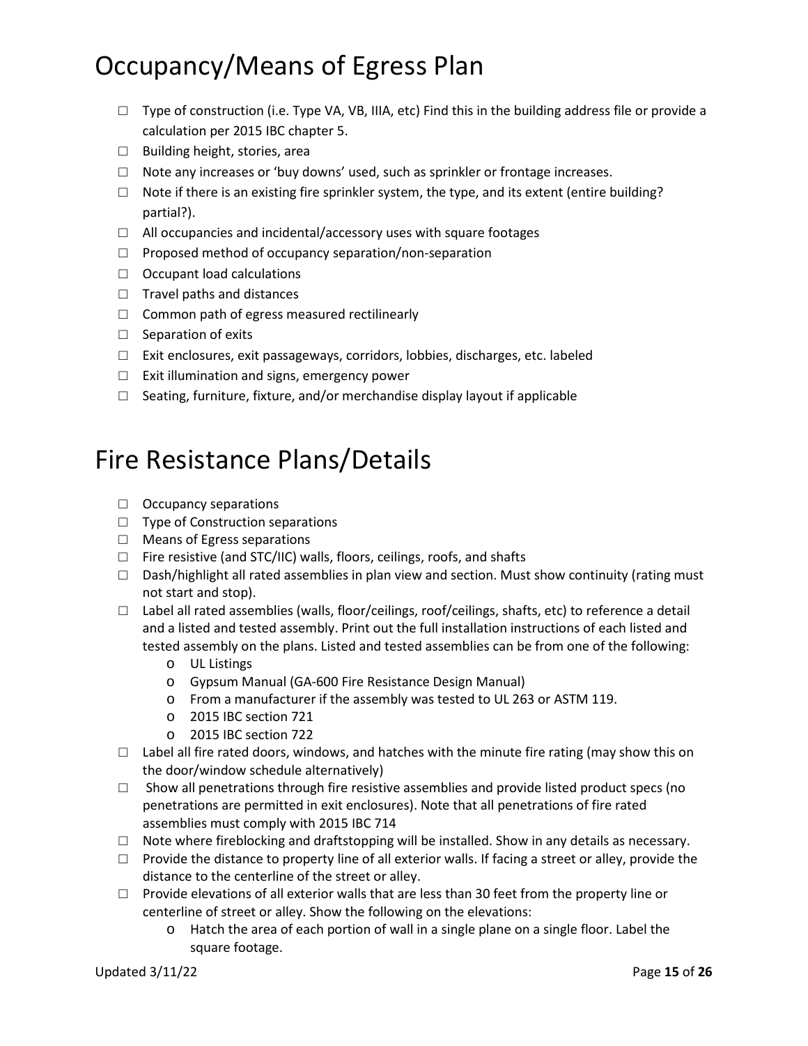# Occupancy/Means of Egress Plan

- ☐ Type of construction (i.e. Type VA, VB, IIIA, etc) Find this in the building address file or provide a calculation per 2015 IBC chapter 5.
- ☐ Building height, stories, area
- ☐ Note any increases or 'buy downs' used, such as sprinkler or frontage increases.
- ☐ Note if there is an existing fire sprinkler system, the type, and its extent (entire building? partial?).
- ☐ All occupancies and incidental/accessory uses with square footages
- ☐ Proposed method of occupancy separation/non-separation
- ☐ Occupant load calculations
- ☐ Travel paths and distances
- ☐ Common path of egress measured rectilinearly
- ☐ Separation of exits
- ☐ Exit enclosures, exit passageways, corridors, lobbies, discharges, etc. labeled
- ☐ Exit illumination and signs, emergency power
- ☐ Seating, furniture, fixture, and/or merchandise display layout if applicable

# Fire Resistance Plans/Details

- ☐ Occupancy separations
- ☐ Type of Construction separations
- ☐ Means of Egress separations
- ☐ Fire resistive (and STC/IIC) walls, floors, ceilings, roofs, and shafts
- ☐ Dash/highlight all rated assemblies in plan view and section. Must show continuity (rating must not start and stop).
- ☐ Label all rated assemblies (walls, floor/ceilings, roof/ceilings, shafts, etc) to reference a detail and a listed and tested assembly. Print out the full installation instructions of each listed and tested assembly on the plans. Listed and tested assemblies can be from one of the following:
  - UL Listings
  - Gypsum Manual (GA-600 Fire Resistance Design Manual)
  - From a manufacturer if the assembly was tested to UL 263 or ASTM 119.
  - 2015 IBC section 721
  - 2015 IBC section 722
- ☐ Label all fire rated doors, windows, and hatches with the minute fire rating (may show this on the door/window schedule alternatively)
- ☐ Show all penetrations through fire resistive assemblies and provide listed product specs (no penetrations are permitted in exit enclosures). Note that all penetrations of fire rated assemblies must comply with 2015 IBC 714
- ☐ Note where fireblocking and draftstopping will be installed. Show in any details as necessary.
- ☐ Provide the distance to property line of all exterior walls. If facing a street or alley, provide the distance to the centerline of the street or alley.
- ☐ Provide elevations of all exterior walls that are less than 30 feet from the property line or centerline of street or alley. Show the following on the elevations:
  - Hatch the area of each portion of wall in a single plane on a single floor. Label the square footage.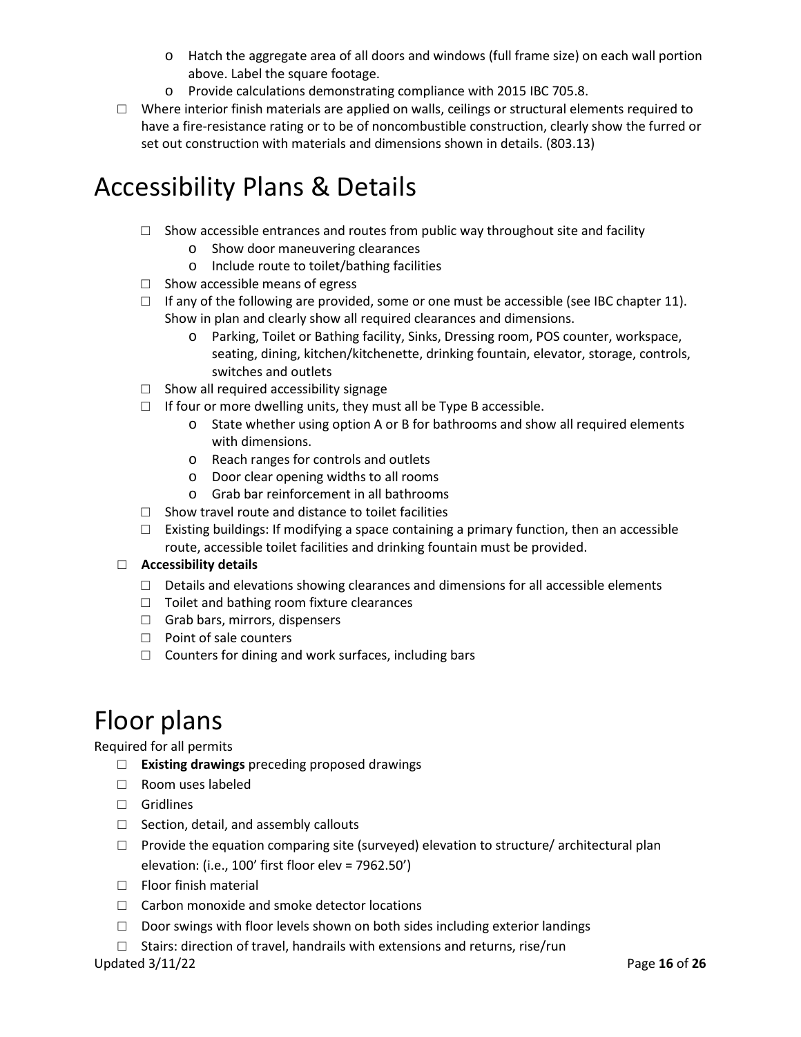- Hatch the aggregate area of all doors and windows (full frame size) on each wall portion above. Label the square footage.
- Provide calculations demonstrating compliance with 2015 IBC 705.8.

☐ Where interior finish materials are applied on walls, ceilings or structural elements required to have a fire-resistance rating or to be of noncombustible construction, clearly show the furred or set out construction with materials and dimensions shown in details. (803.13)

# Accessibility Plans & Details

- ☐ Show accessible entrances and routes from public way throughout site and facility
  - Show door maneuvering clearances
  - Include route to toilet/bathing facilities
- ☐ Show accessible means of egress
- ☐ If any of the following are provided, some or one must be accessible (see IBC chapter 11). Show in plan and clearly show all required clearances and dimensions.
  - Parking, Toilet or Bathing facility, Sinks, Dressing room, POS counter, workspace, seating, dining, kitchen/kitchenette, drinking fountain, elevator, storage, controls, switches and outlets
- ☐ Show all required accessibility signage
- ☐ If four or more dwelling units, they must all be Type B accessible.
  - State whether using option A or B for bathrooms and show all required elements with dimensions.
  - Reach ranges for controls and outlets
  - Door clear opening widths to all rooms
  - Grab bar reinforcement in all bathrooms
- ☐ Show travel route and distance to toilet facilities
- ☐ Existing buildings: If modifying a space containing a primary function, then an accessible route, accessible toilet facilities and drinking fountain must be provided.

☐ **Accessibility details**

- ☐ Details and elevations showing clearances and dimensions for all accessible elements
- ☐ Toilet and bathing room fixture clearances
- ☐ Grab bars, mirrors, dispensers
- ☐ Point of sale counters
- ☐ Counters for dining and work surfaces, including bars

# Floor plans

Required for all permits

- ☐ **Existing drawings** preceding proposed drawings
- ☐ Room uses labeled
- ☐ Gridlines
- ☐ Section, detail, and assembly callouts
- ☐ Provide the equation comparing site (surveyed) elevation to structure/ architectural plan elevation: (i.e., 100' first floor elev = 7962.50')
- ☐ Floor finish material
- ☐ Carbon monoxide and smoke detector locations
- ☐ Door swings with floor levels shown on both sides including exterior landings
- ☐ Stairs: direction of travel, handrails with extensions and returns, rise/run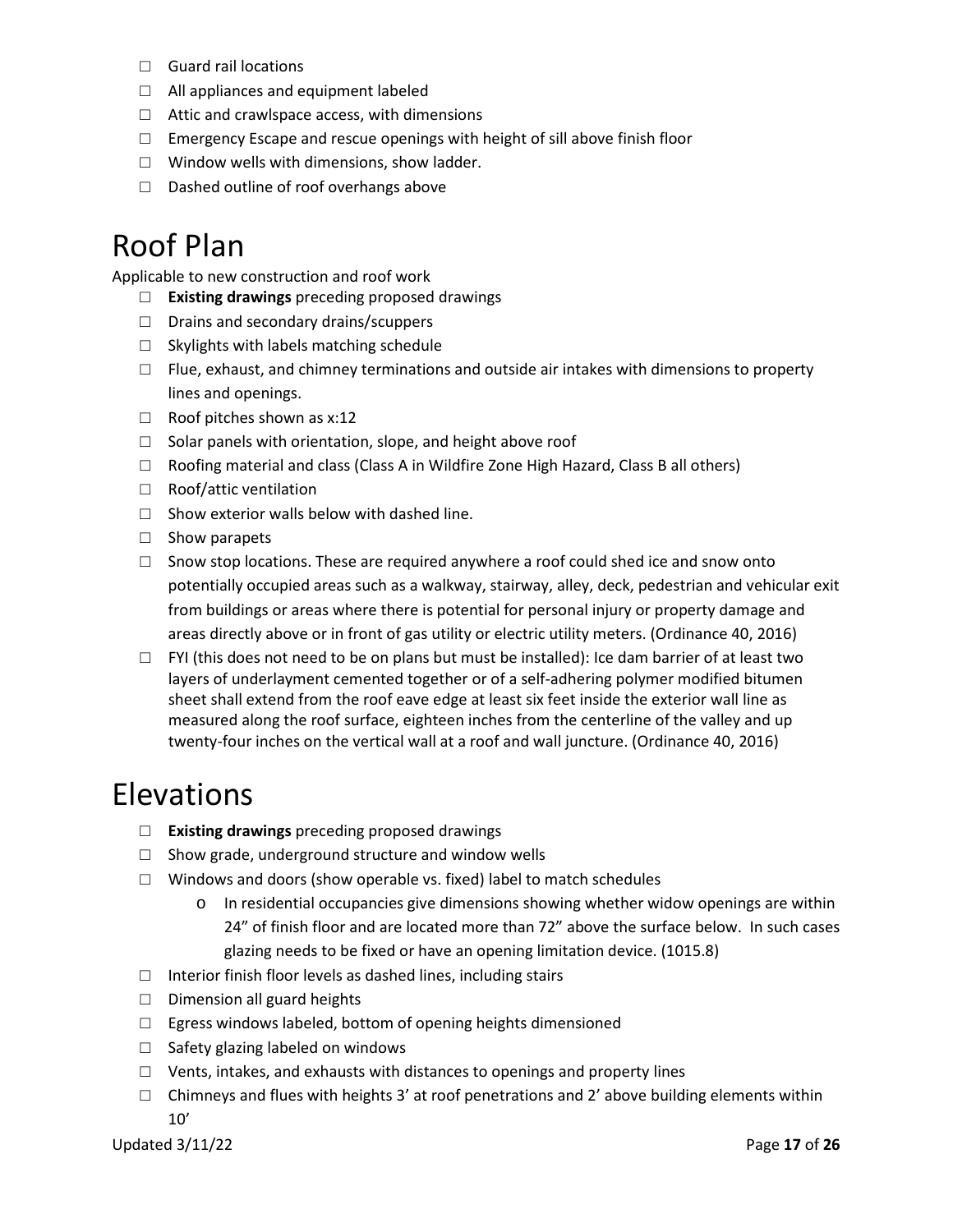- ☐ Guard rail locations
- ☐ All appliances and equipment labeled
- ☐ Attic and crawlspace access, with dimensions
- ☐ Emergency Escape and rescue openings with height of sill above finish floor
- ☐ Window wells with dimensions, show ladder.
- ☐ Dashed outline of roof overhangs above

# Roof Plan

Applicable to new construction and roof work

- ☐ **Existing drawings** preceding proposed drawings
- ☐ Drains and secondary drains/scuppers
- ☐ Skylights with labels matching schedule
- ☐ Flue, exhaust, and chimney terminations and outside air intakes with dimensions to property lines and openings.
- ☐ Roof pitches shown as x:12
- ☐ Solar panels with orientation, slope, and height above roof
- ☐ Roofing material and class (Class A in Wildfire Zone High Hazard, Class B all others)
- ☐ Roof/attic ventilation
- ☐ Show exterior walls below with dashed line.
- ☐ Show parapets
- ☐ Snow stop locations. These are required anywhere a roof could shed ice and snow onto potentially occupied areas such as a walkway, stairway, alley, deck, pedestrian and vehicular exit from buildings or areas where there is potential for personal injury or property damage and areas directly above or in front of gas utility or electric utility meters. (Ordinance 40, 2016)
- ☐ FYI (this does not need to be on plans but must be installed): Ice dam barrier of at least two layers of underlayment cemented together or of a self-adhering polymer modified bitumen sheet shall extend from the roof eave edge at least six feet inside the exterior wall line as measured along the roof surface, eighteen inches from the centerline of the valley and up twenty-four inches on the vertical wall at a roof and wall juncture. (Ordinance 40, 2016)

# Elevations

- ☐ **Existing drawings** preceding proposed drawings
- ☐ Show grade, underground structure and window wells
- ☐ Windows and doors (show operable vs. fixed) label to match schedules
    - o In residential occupancies give dimensions showing whether widow openings are within 24" of finish floor and are located more than 72" above the surface below. In such cases glazing needs to be fixed or have an opening limitation device. (1015.8)
- ☐ Interior finish floor levels as dashed lines, including stairs
- ☐ Dimension all guard heights
- ☐ Egress windows labeled, bottom of opening heights dimensioned
- ☐ Safety glazing labeled on windows
- ☐ Vents, intakes, and exhausts with distances to openings and property lines
- ☐ Chimneys and flues with heights 3' at roof penetrations and 2' above building elements within 10'

Updated 3/11/22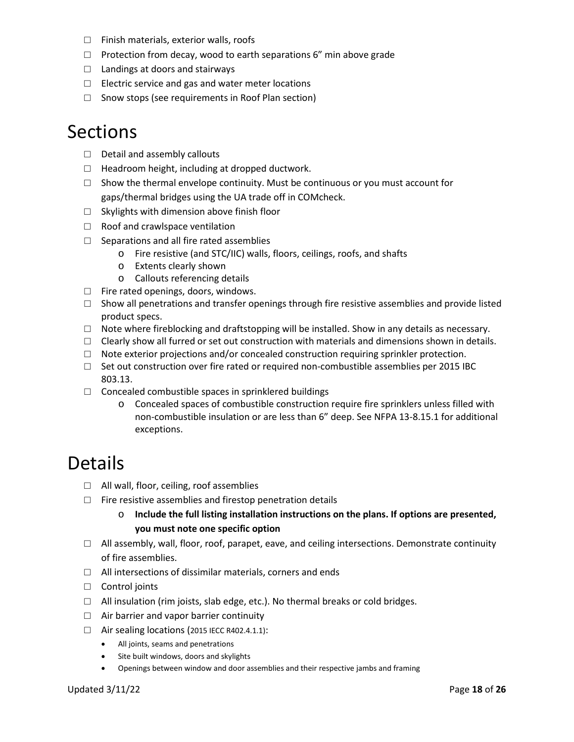- ☐ Finish materials, exterior walls, roofs
- ☐ Protection from decay, wood to earth separations 6" min above grade
- ☐ Landings at doors and stairways
- ☐ Electric service and gas and water meter locations
- ☐ Snow stops (see requirements in Roof Plan section)

# Sections

- ☐ Detail and assembly callouts
- ☐ Headroom height, including at dropped ductwork.
- ☐ Show the thermal envelope continuity. Must be continuous or you must account for gaps/thermal bridges using the UA trade off in COMcheck.
- ☐ Skylights with dimension above finish floor
- ☐ Roof and crawlspace ventilation
- ☐ Separations and all fire rated assemblies
  - o Fire resistive (and STC/IIC) walls, floors, ceilings, roofs, and shafts
  - o Extents clearly shown
  - o Callouts referencing details
- ☐ Fire rated openings, doors, windows.
- ☐ Show all penetrations and transfer openings through fire resistive assemblies and provide listed product specs.
- ☐ Note where fireblocking and draftstopping will be installed. Show in any details as necessary.
- ☐ Clearly show all furred or set out construction with materials and dimensions shown in details.
- ☐ Note exterior projections and/or concealed construction requiring sprinkler protection.
- ☐ Set out construction over fire rated or required non-combustible assemblies per 2015 IBC 803.13.
- ☐ Concealed combustible spaces in sprinklered buildings
  - o Concealed spaces of combustible construction require fire sprinklers unless filled with non-combustible insulation or are less than 6" deep. See NFPA 13-8.15.1 for additional exceptions.

# Details

- ☐ All wall, floor, ceiling, roof assemblies
- ☐ Fire resistive assemblies and firestop penetration details
  - o **Include the full listing installation instructions on the plans. If options are presented, you must note one specific option**
- ☐ All assembly, wall, floor, roof, parapet, eave, and ceiling intersections. Demonstrate continuity of fire assemblies.
- ☐ All intersections of dissimilar materials, corners and ends
- ☐ Control joints
- ☐ All insulation (rim joists, slab edge, etc.). No thermal breaks or cold bridges.
- ☐ Air barrier and vapor barrier continuity
- ☐ Air sealing locations (2015 IECC R402.4.1.1):
  - All joints, seams and penetrations
  - Site built windows, doors and skylights
  - Openings between window and door assemblies and their respective jambs and framing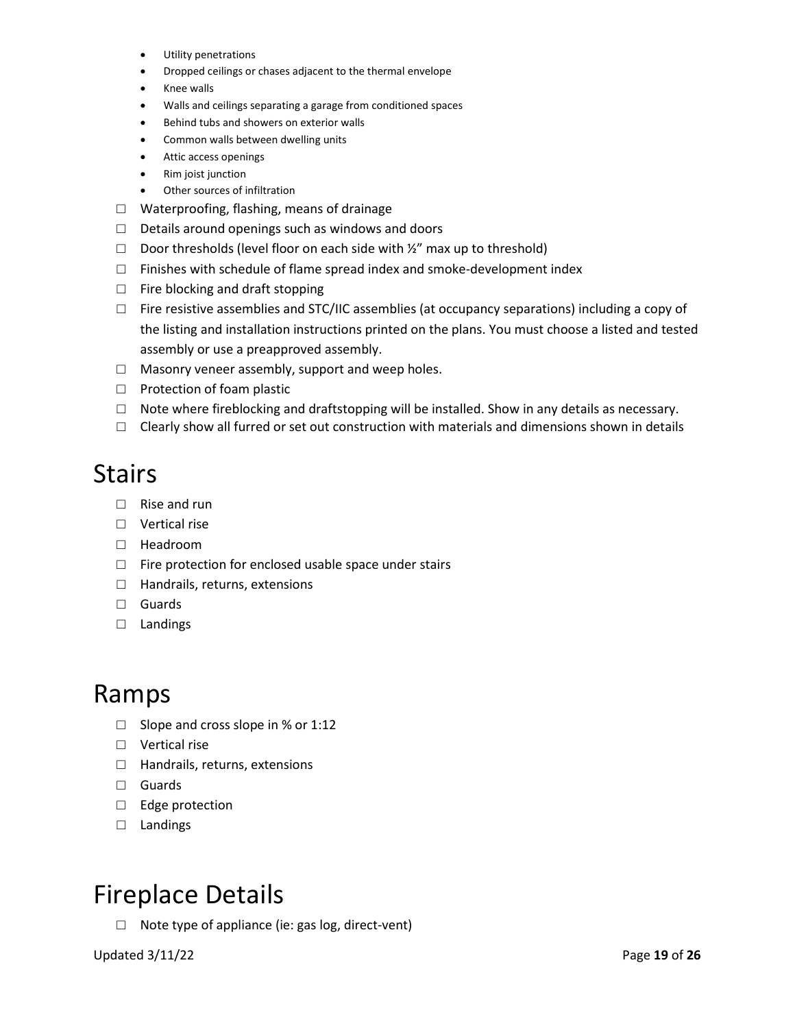- Utility penetrations
- Dropped ceilings or chases adjacent to the thermal envelope
- Knee walls
- Walls and ceilings separating a garage from conditioned spaces
- Behind tubs and showers on exterior walls
- Common walls between dwelling units
- Attic access openings
- Rim joist junction
- Other sources of infiltration

☐ Waterproofing, flashing, means of drainage
☐ Details around openings such as windows and doors
☐ Door thresholds (level floor on each side with ½" max up to threshold)
☐ Finishes with schedule of flame spread index and smoke-development index
☐ Fire blocking and draft stopping
☐ Fire resistive assemblies and STC/IIC assemblies (at occupancy separations) including a copy of the listing and installation instructions printed on the plans. You must choose a listed and tested assembly or use a preapproved assembly.
☐ Masonry veneer assembly, support and weep holes.
☐ Protection of foam plastic
☐ Note where fireblocking and draftstopping will be installed. Show in any details as necessary.
☐ Clearly show all furred or set out construction with materials and dimensions shown in details

# Stairs

☐ Rise and run
☐ Vertical rise
☐ Headroom
☐ Fire protection for enclosed usable space under stairs
☐ Handrails, returns, extensions
☐ Guards
☐ Landings

# Ramps

☐ Slope and cross slope in % or 1:12
☐ Vertical rise
☐ Handrails, returns, extensions
☐ Guards
☐ Edge protection
☐ Landings

# Fireplace Details

☐ Note type of appliance (ie: gas log, direct-vent)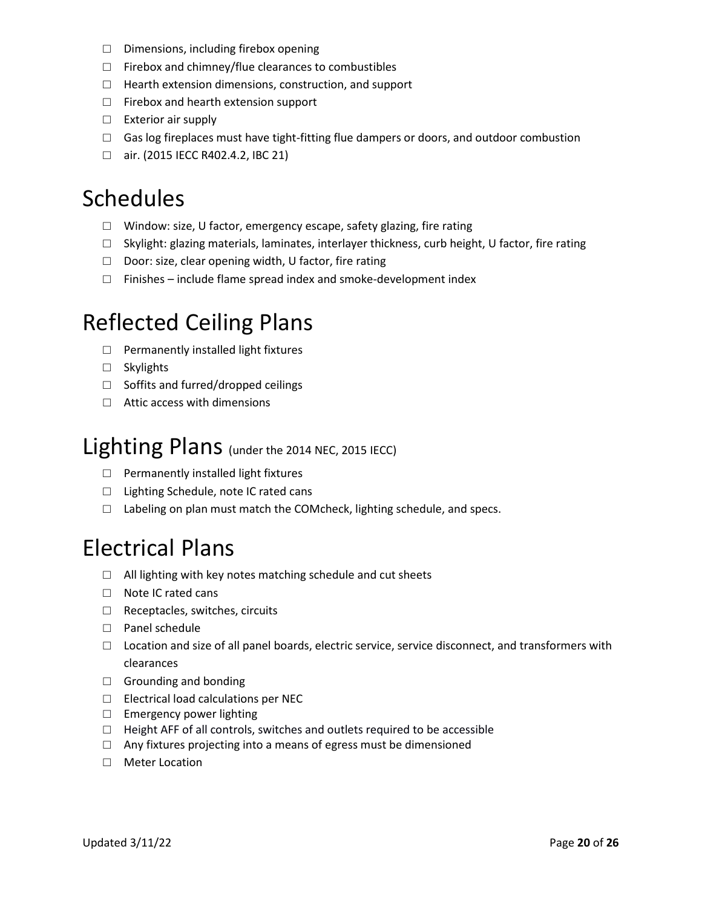- ☐ Dimensions, including firebox opening
- ☐ Firebox and chimney/flue clearances to combustibles
- ☐ Hearth extension dimensions, construction, and support
- ☐ Firebox and hearth extension support
- ☐ Exterior air supply
- ☐ Gas log fireplaces must have tight-fitting flue dampers or doors, and outdoor combustion
- ☐ air. (2015 IECC R402.4.2, IBC 21)

# Schedules

- ☐ Window: size, U factor, emergency escape, safety glazing, fire rating
- ☐ Skylight: glazing materials, laminates, interlayer thickness, curb height, U factor, fire rating
- ☐ Door: size, clear opening width, U factor, fire rating
- ☐ Finishes – include flame spread index and smoke-development index

# Reflected Ceiling Plans

- ☐ Permanently installed light fixtures
- ☐ Skylights
- ☐ Soffits and furred/dropped ceilings
- ☐ Attic access with dimensions

# Lighting Plans (under the 2014 NEC, 2015 IECC)

- ☐ Permanently installed light fixtures
- ☐ Lighting Schedule, note IC rated cans
- ☐ Labeling on plan must match the COMcheck, lighting schedule, and specs.

# Electrical Plans

- ☐ All lighting with key notes matching schedule and cut sheets
- ☐ Note IC rated cans
- ☐ Receptacles, switches, circuits
- ☐ Panel schedule
- ☐ Location and size of all panel boards, electric service, service disconnect, and transformers with clearances
- ☐ Grounding and bonding
- ☐ Electrical load calculations per NEC
- ☐ Emergency power lighting
- ☐ Height AFF of all controls, switches and outlets required to be accessible
- ☐ Any fixtures projecting into a means of egress must be dimensioned
- ☐ Meter Location

Updated 3/11/22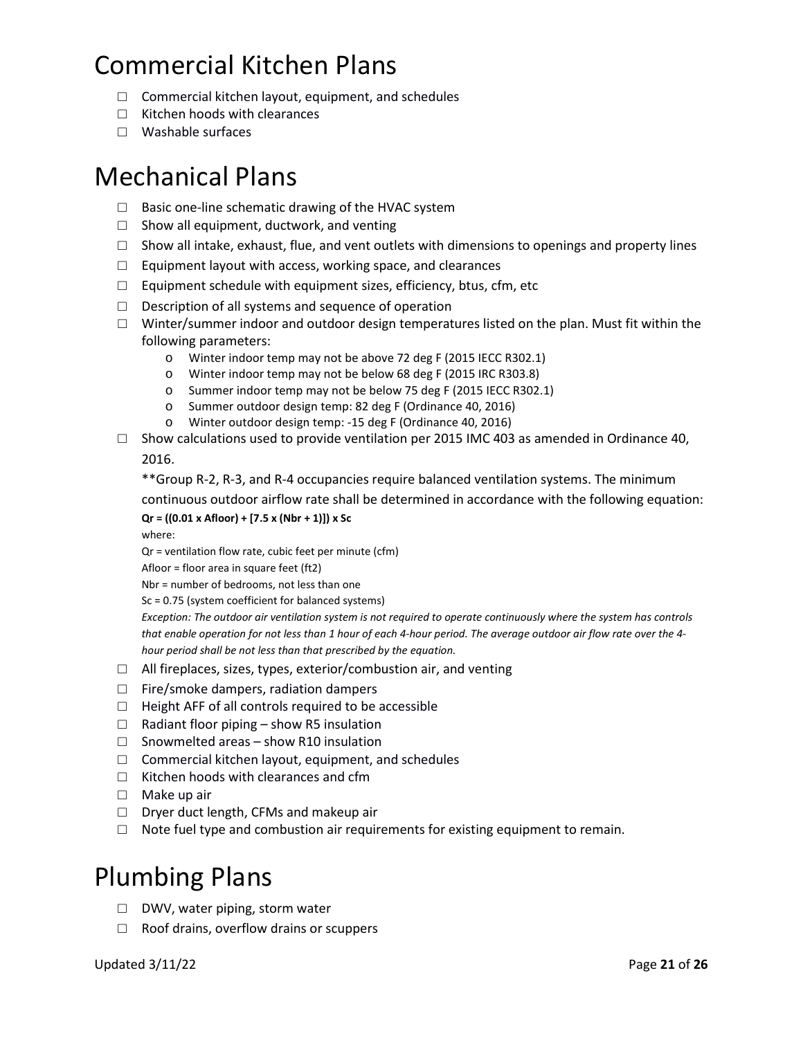# Commercial Kitchen Plans

- ☐ Commercial kitchen layout, equipment, and schedules
- ☐ Kitchen hoods with clearances
- ☐ Washable surfaces

# Mechanical Plans

- ☐ Basic one-line schematic drawing of the HVAC system
- ☐ Show all equipment, ductwork, and venting
- ☐ Show all intake, exhaust, flue, and vent outlets with dimensions to openings and property lines
- ☐ Equipment layout with access, working space, and clearances
- ☐ Equipment schedule with equipment sizes, efficiency, btus, cfm, etc
- ☐ Description of all systems and sequence of operation
- ☐ Winter/summer indoor and outdoor design temperatures listed on the plan. Must fit within the following parameters:
  - o Winter indoor temp may not be above 72 deg F (2015 IECC R302.1)
  - o Winter indoor temp may not be below 68 deg F (2015 IRC R303.8)
  - o Summer indoor temp may not be below 75 deg F (2015 IECC R302.1)
  - o Summer outdoor design temp: 82 deg F (Ordinance 40, 2016)
  - o Winter outdoor design temp: -15 deg F (Ordinance 40, 2016)
- ☐ Show calculations used to provide ventilation per 2015 IMC 403 as amended in Ordinance 40, 2016.

  **Group R-2, R-3, and R-4 occupancies require balanced ventilation systems. The minimum continuous outdoor airflow rate shall be determined in accordance with the following equation:

  **Qr = ((0.01 x Afloor) + [7.5 x (Nbr + 1)]) x Sc**

  where:

  Qr = ventilation flow rate, cubic feet per minute (cfm)

  Afloor = floor area in square feet (ft2)

  Nbr = number of bedrooms, not less than one

  Sc = 0.75 (system coefficient for balanced systems)

  *Exception: The outdoor air ventilation system is not required to operate continuously where the system has controls that enable operation for not less than 1 hour of each 4-hour period. The average outdoor air flow rate over the 4-hour period shall be not less than that prescribed by the equation.*

- ☐ All fireplaces, sizes, types, exterior/combustion air, and venting
- ☐ Fire/smoke dampers, radiation dampers
- ☐ Height AFF of all controls required to be accessible
- ☐ Radiant floor piping – show R5 insulation
- ☐ Snowmelted areas – show R10 insulation
- ☐ Commercial kitchen layout, equipment, and schedules
- ☐ Kitchen hoods with clearances and cfm
- ☐ Make up air
- ☐ Dryer duct length, CFMs and makeup air
- ☐ Note fuel type and combustion air requirements for existing equipment to remain.

# Plumbing Plans

- ☐ DWV, water piping, storm water
- ☐ Roof drains, overflow drains or scuppers

Updated 3/11/22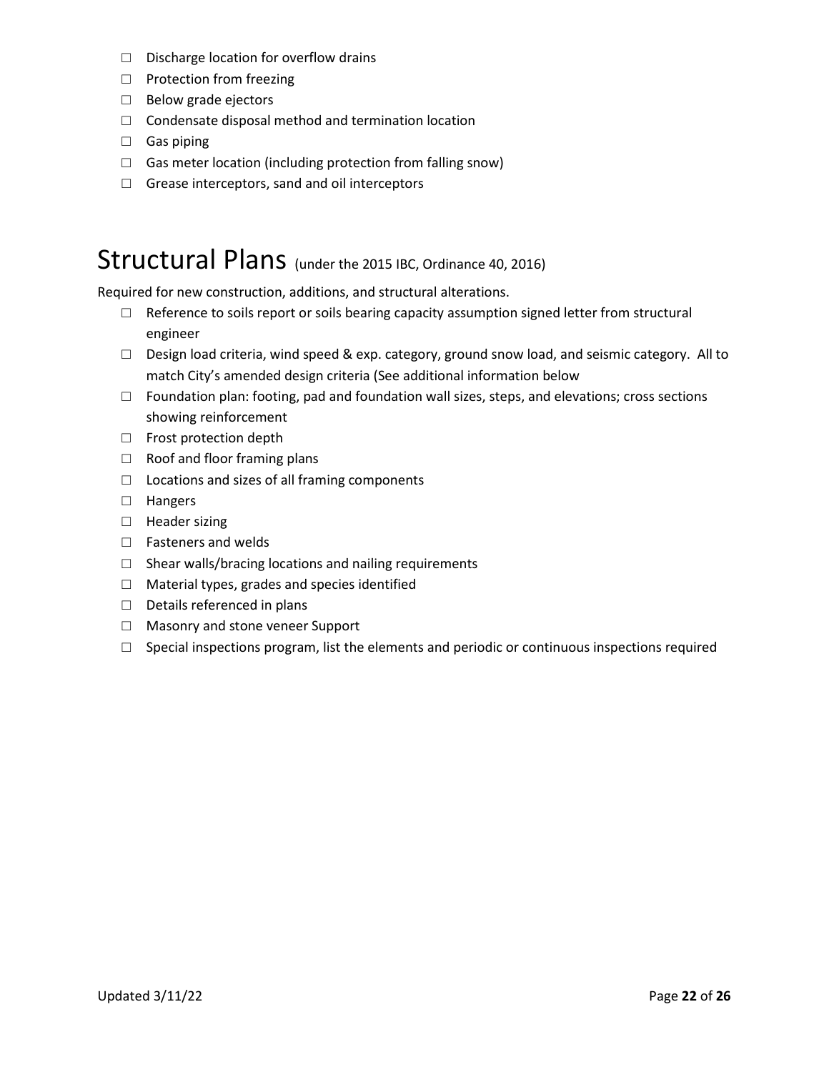- ☐ Discharge location for overflow drains
- ☐ Protection from freezing
- ☐ Below grade ejectors
- ☐ Condensate disposal method and termination location
- ☐ Gas piping
- ☐ Gas meter location (including protection from falling snow)
- ☐ Grease interceptors, sand and oil interceptors

# Structural Plans (under the 2015 IBC, Ordinance 40, 2016)

Required for new construction, additions, and structural alterations.

- ☐ Reference to soils report or soils bearing capacity assumption signed letter from structural engineer
- ☐ Design load criteria, wind speed & exp. category, ground snow load, and seismic category. All to match City's amended design criteria (See additional information below
- ☐ Foundation plan: footing, pad and foundation wall sizes, steps, and elevations; cross sections showing reinforcement
- ☐ Frost protection depth
- ☐ Roof and floor framing plans
- ☐ Locations and sizes of all framing components
- ☐ Hangers
- ☐ Header sizing
- ☐ Fasteners and welds
- ☐ Shear walls/bracing locations and nailing requirements
- ☐ Material types, grades and species identified
- ☐ Details referenced in plans
- ☐ Masonry and stone veneer Support
- ☐ Special inspections program, list the elements and periodic or continuous inspections required

Updated 3/11/22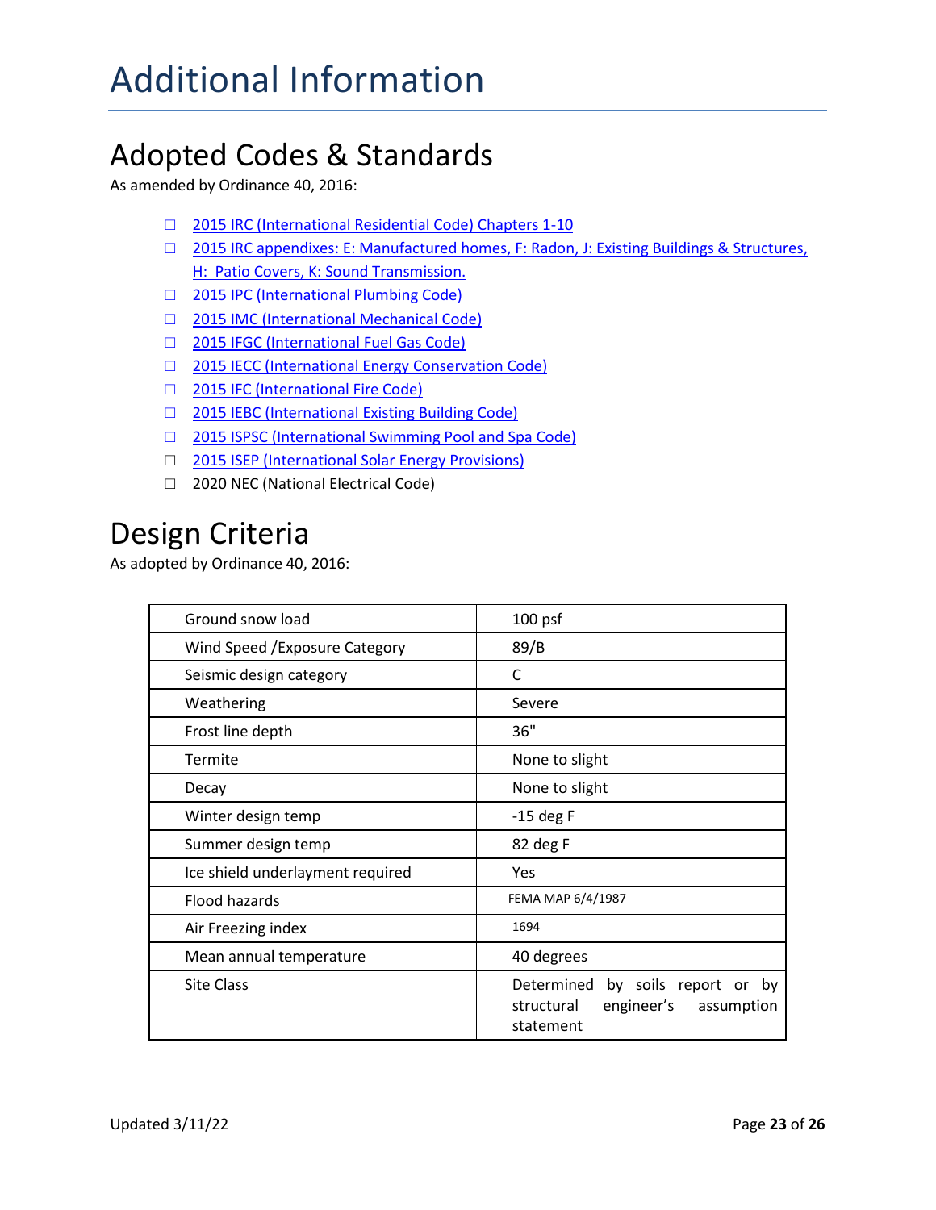# Additional Information

## Adopted Codes & Standards

As amended by Ordinance 40, 2016:

- ☐ 2015 IRC (International Residential Code) Chapters 1-10
- ☐ 2015 IRC appendixes: E: Manufactured homes, F: Radon, J: Existing Buildings & Structures, H: Patio Covers, K: Sound Transmission.
- ☐ 2015 IPC (International Plumbing Code)
- ☐ 2015 IMC (International Mechanical Code)
- ☐ 2015 IFGC (International Fuel Gas Code)
- ☐ 2015 IECC (International Energy Conservation Code)
- ☐ 2015 IFC (International Fire Code)
- ☐ 2015 IEBC (International Existing Building Code)
- ☐ 2015 ISPSC (International Swimming Pool and Spa Code)
- ☐ 2015 ISEP (International Solar Energy Provisions)
- ☐ 2020 NEC (National Electrical Code)

## Design Criteria

As adopted by Ordinance 40, 2016:

| | |
|---|---|
| Ground snow load | 100 psf |
| Wind Speed /Exposure Category | 89/B |
| Seismic design category | C |
| Weathering | Severe |
| Frost line depth | 36" |
| Termite | None to slight |
| Decay | None to slight |
| Winter design temp | -15 deg F |
| Summer design temp | 82 deg F |
| Ice shield underlayment required | Yes |
| Flood hazards | FEMA MAP 6/4/1987 |
| Air Freezing index | 1694 |
| Mean annual temperature | 40 degrees |
| Site Class | Determined by soils report or by structural engineer's assumption statement |

Updated 3/11/22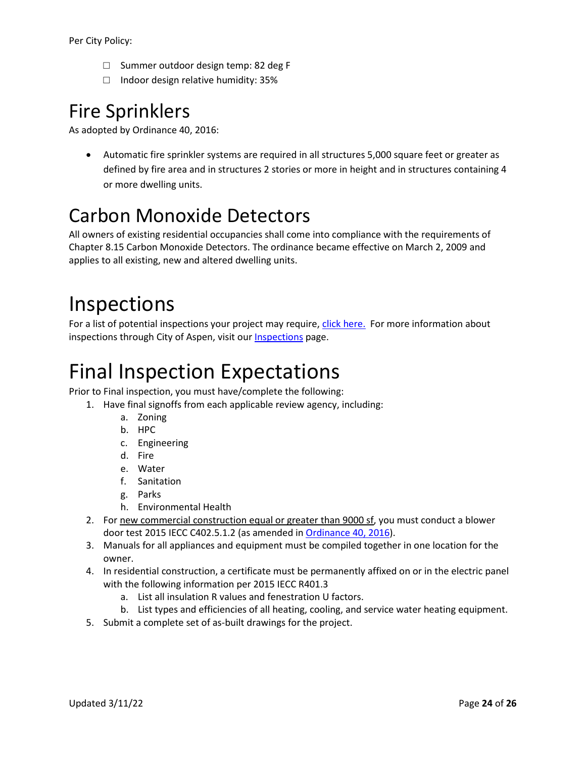Per City Policy:

- ☐ Summer outdoor design temp: 82 deg F
- ☐ Indoor design relative humidity: 35%

# Fire Sprinklers

As adopted by Ordinance 40, 2016:

- Automatic fire sprinkler systems are required in all structures 5,000 square feet or greater as defined by fire area and in structures 2 stories or more in height and in structures containing 4 or more dwelling units.

# Carbon Monoxide Detectors

All owners of existing residential occupancies shall come into compliance with the requirements of Chapter 8.15 Carbon Monoxide Detectors. The ordinance became effective on March 2, 2009 and applies to all existing, new and altered dwelling units.

# Inspections

For a list of potential inspections your project may require, click here. For more information about inspections through City of Aspen, visit our Inspections page.

# Final Inspection Expectations

Prior to Final inspection, you must have/complete the following:

1. Have final signoffs from each applicable review agency, including:
   a. Zoning
   b. HPC
   c. Engineering
   d. Fire
   e. Water
   f. Sanitation
   g. Parks
   h. Environmental Health
2. For new commercial construction equal or greater than 9000 sf, you must conduct a blower door test 2015 IECC C402.5.1.2 (as amended in Ordinance 40, 2016).
3. Manuals for all appliances and equipment must be compiled together in one location for the owner.
4. In residential construction, a certificate must be permanently affixed on or in the electric panel with the following information per 2015 IECC R401.3
   a. List all insulation R values and fenestration U factors.
   b. List types and efficiencies of all heating, cooling, and service water heating equipment.
5. Submit a complete set of as-built drawings for the project.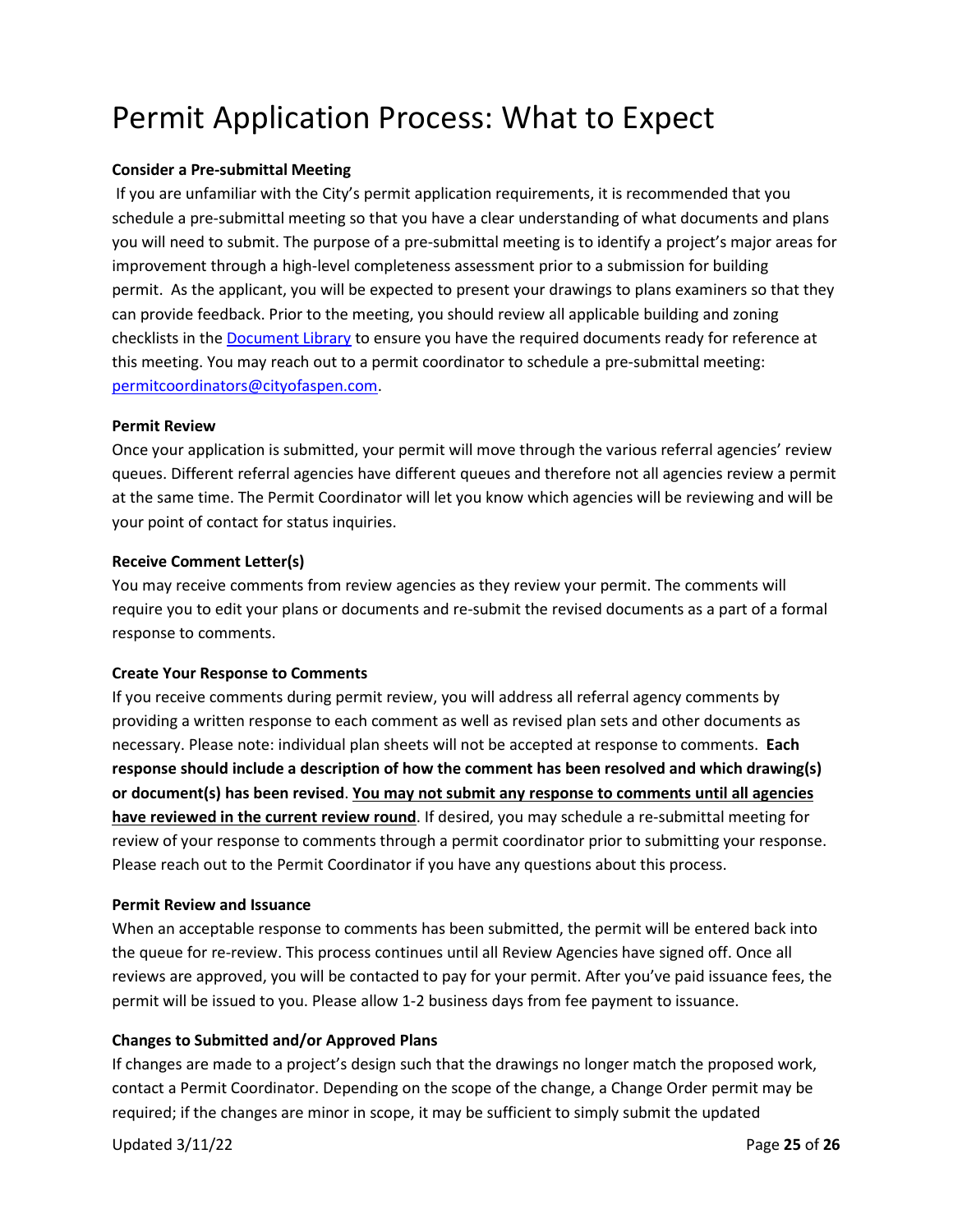# Permit Application Process: What to Expect

**Consider a Pre-submittal Meeting**

If you are unfamiliar with the City's permit application requirements, it is recommended that you schedule a pre-submittal meeting so that you have a clear understanding of what documents and plans you will need to submit. The purpose of a pre-submittal meeting is to identify a project's major areas for improvement through a high-level completeness assessment prior to a submission for building permit. As the applicant, you will be expected to present your drawings to plans examiners so that they can provide feedback. Prior to the meeting, you should review all applicable building and zoning checklists in the [Document Library](Document Library) to ensure you have the required documents ready for reference at this meeting. You may reach out to a permit coordinator to schedule a pre-submittal meeting: [permitcoordinators@cityofaspen.com](mailto:permitcoordinators@cityofaspen.com).

**Permit Review**

Once your application is submitted, your permit will move through the various referral agencies' review queues. Different referral agencies have different queues and therefore not all agencies review a permit at the same time. The Permit Coordinator will let you know which agencies will be reviewing and will be your point of contact for status inquiries.

**Receive Comment Letter(s)**

You may receive comments from review agencies as they review your permit. The comments will require you to edit your plans or documents and re-submit the revised documents as a part of a formal response to comments.

**Create Your Response to Comments**

If you receive comments during permit review, you will address all referral agency comments by providing a written response to each comment as well as revised plan sets and other documents as necessary. Please note: individual plan sheets will not be accepted at response to comments. **Each response should include a description of how the comment has been resolved and which drawing(s) or document(s) has been revised**. **<u>You may not submit any response to comments until all agencies have reviewed in the current review round</u>**. If desired, you may schedule a re-submittal meeting for review of your response to comments through a permit coordinator prior to submitting your response. Please reach out to the Permit Coordinator if you have any questions about this process.

**Permit Review and Issuance**

When an acceptable response to comments has been submitted, the permit will be entered back into the queue for re-review. This process continues until all Review Agencies have signed off. Once all reviews are approved, you will be contacted to pay for your permit. After you've paid issuance fees, the permit will be issued to you. Please allow 1-2 business days from fee payment to issuance.

**Changes to Submitted and/or Approved Plans**

If changes are made to a project's design such that the drawings no longer match the proposed work, contact a Permit Coordinator. Depending on the scope of the change, a Change Order permit may be required; if the changes are minor in scope, it may be sufficient to simply submit the updated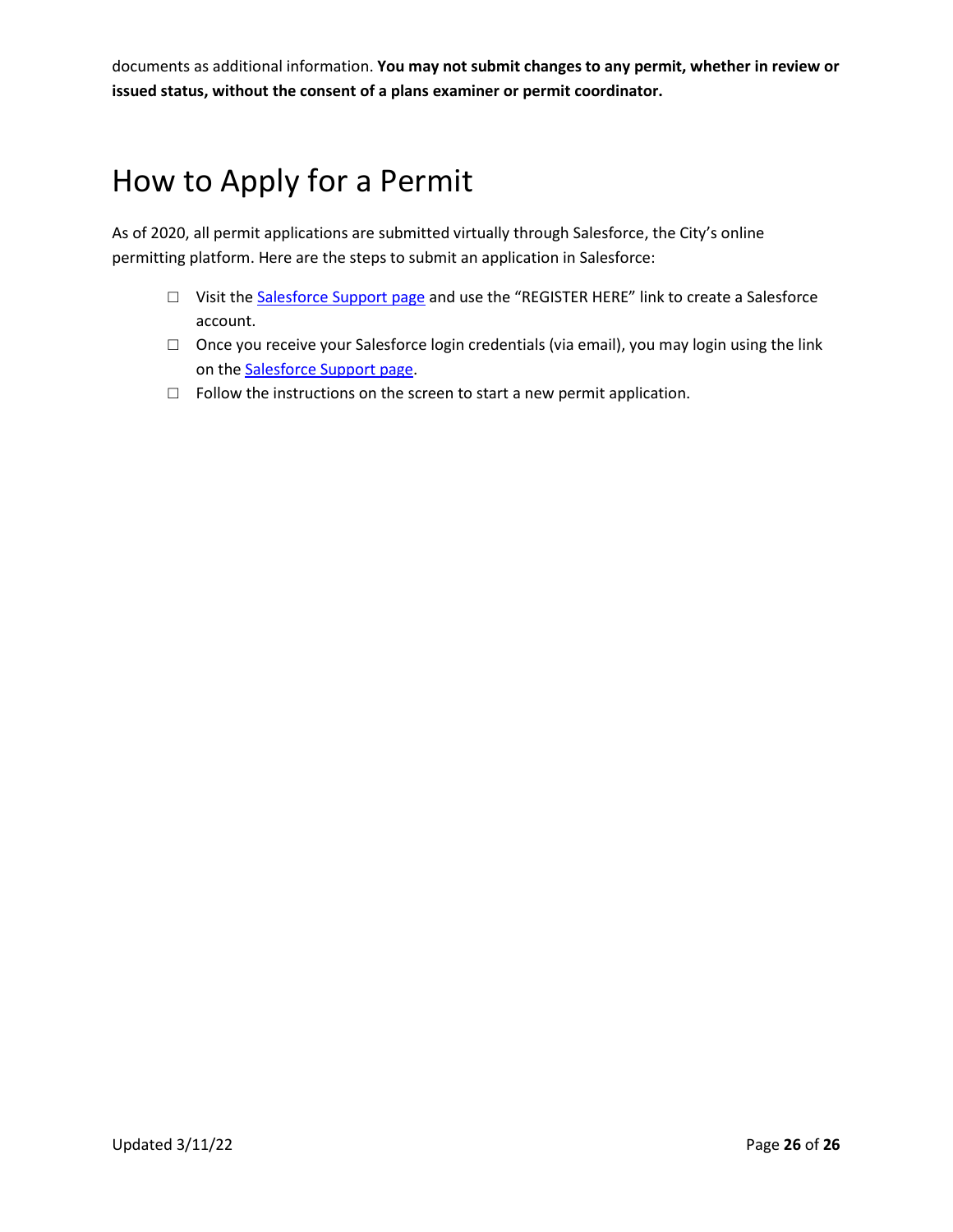documents as additional information. **You may not submit changes to any permit, whether in review or issued status, without the consent of a plans examiner or permit coordinator.**

# How to Apply for a Permit

As of 2020, all permit applications are submitted virtually through Salesforce, the City's online permitting platform. Here are the steps to submit an application in Salesforce:

- ☐ Visit the Salesforce Support page and use the "REGISTER HERE" link to create a Salesforce account.
- ☐ Once you receive your Salesforce login credentials (via email), you may login using the link on the Salesforce Support page.
- ☐ Follow the instructions on the screen to start a new permit application.

Updated 3/11/22